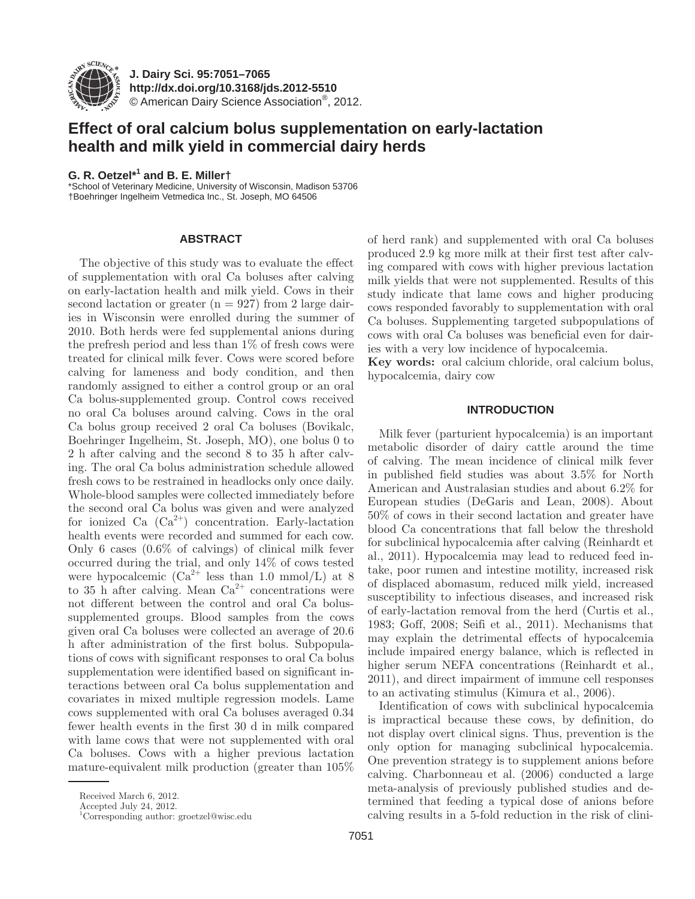# Effect of oral calcium bolus supplementation on early-lactation health and milk yield in commercial dairy herds

**G. R. Oetzel*[1] and B. E. Miller†**

*School of Veterinary Medicine, University of Wisconsin, Madison 53706
†Boehringer Ingelheim Vetmedica Inc., St. Joseph, MO 64506

## ABSTRACT

The objective of this study was to evaluate the effect of supplementation with oral Ca boluses after calving on early-lactation health and milk yield. Cows in their second lactation or greater ($n = 927$) from 2 large dairies in Wisconsin were enrolled during the summer of 2010. Both herds were fed supplemental anions during the prefresh period and less than 1% of fresh cows were treated for clinical milk fever. Cows were scored before calving for lameness and body condition, and then randomly assigned to either a control group or an oral Ca bolus-supplemented group. Control cows received no oral Ca boluses around calving. Cows in the oral Ca bolus group received 2 oral Ca boluses (Bovikalc, Boehringer Ingelheim, St. Joseph, MO), one bolus 0 to 2 h after calving and the second 8 to 35 h after calving. The oral Ca bolus administration schedule allowed fresh cows to be restrained in headlocks only once daily. Whole-blood samples were collected immediately before the second oral Ca bolus was given and were analyzed for ionized Ca ($Ca^{2+}$) concentration. Early-lactation health events were recorded and summed for each cow. Only 6 cases (0.6% of calvings) of clinical milk fever occurred during the trial, and only 14% of cows tested were hypocalcemic ($Ca^{2+}$ less than 1.0 mmol/L) at 8 to 35 h after calving. Mean $Ca^{2+}$ concentrations were not different between the control and oral Ca bolus-supplemented groups. Blood samples from the cows given oral Ca boluses were collected an average of 20.6 h after administration of the first bolus. Subpopulations of cows with significant responses to oral Ca bolus supplementation were identified based on significant interactions between oral Ca bolus supplementation and covariates in mixed multiple regression models. Lame cows supplemented with oral Ca boluses averaged 0.34 fewer health events in the first 30 d in milk compared with lame cows that were not supplemented with oral Ca boluses. Cows with a higher previous lactation mature-equivalent milk production (greater than 105% of herd rank) and supplemented with oral Ca boluses produced 2.9 kg more milk at their first test after calving compared with cows with higher previous lactation milk yields that were not supplemented. Results of this study indicate that lame cows and higher producing cows responded favorably to supplementation with oral Ca boluses. Supplementing targeted subpopulations of cows with oral Ca boluses was beneficial even for dairies with a very low incidence of hypocalcemia.

**Key words:** oral calcium chloride, oral calcium bolus, hypocalcemia, dairy cow

## INTRODUCTION

Milk fever (parturient hypocalcemia) is an important metabolic disorder of dairy cattle around the time of calving. The mean incidence of clinical milk fever in published field studies was about 3.5% for North American and Australasian studies and about 6.2% for European studies (DeGaris and Lean, 2008). About 50% of cows in their second lactation and greater have blood Ca concentrations that fall below the threshold for subclinical hypocalcemia after calving (Reinhardt et al., 2011). Hypocalcemia may lead to reduced feed intake, poor rumen and intestine motility, increased risk of displaced abomasum, reduced milk yield, increased susceptibility to infectious diseases, and increased risk of early-lactation removal from the herd (Curtis et al., 1983; Goff, 2008; Seifi et al., 2011). Mechanisms that may explain the detrimental effects of hypocalcemia include impaired energy balance, which is reflected in higher serum NEFA concentrations (Reinhardt et al., 2011), and direct impairment of immune cell responses to an activating stimulus (Kimura et al., 2006).

Identification of cows with subclinical hypocalcemia is impractical because these cows, by definition, do not display overt clinical signs. Thus, prevention is the only option for managing subclinical hypocalcemia. One prevention strategy is to supplement anions before calving. Charbonneau et al. (2006) conducted a large meta-analysis of previously published studies and determined that feeding a typical dose of anions before calving results in a 5-fold reduction in the risk of clini-

Received March 6, 2012.
Accepted July 24, 2012.
[1]Corresponding author: groetzel@wisc.edu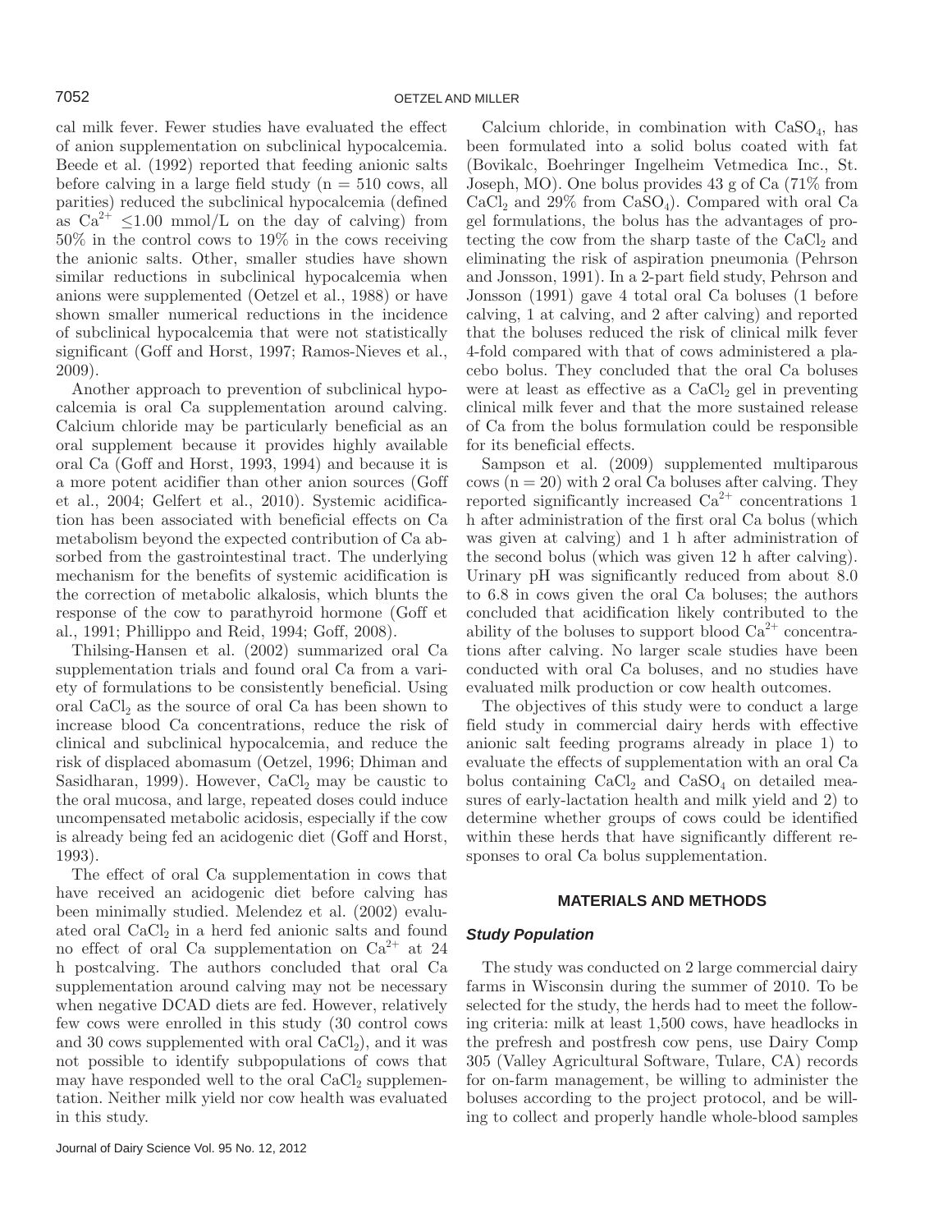cal milk fever. Fewer studies have evaluated the effect of anion supplementation on subclinical hypocalcemia. Beede et al. (1992) reported that feeding anionic salts before calving in a large field study (n = 510 cows, all parities) reduced the subclinical hypocalcemia (defined as $Ca^{2+} \leq 1.00$ mmol/L on the day of calving) from 50% in the control cows to 19% in the cows receiving the anionic salts. Other, smaller studies have shown similar reductions in subclinical hypocalcemia when anions were supplemented (Oetzel et al., 1988) or have shown smaller numerical reductions in the incidence of subclinical hypocalcemia that were not statistically significant (Goff and Horst, 1997; Ramos-Nieves et al., 2009).

Another approach to prevention of subclinical hypocalcemia is oral Ca supplementation around calving. Calcium chloride may be particularly beneficial as an oral supplement because it provides highly available oral Ca (Goff and Horst, 1993, 1994) and because it is a more potent acidifier than other anion sources (Goff et al., 2004; Gelfert et al., 2010). Systemic acidification has been associated with beneficial effects on Ca metabolism beyond the expected contribution of Ca absorbed from the gastrointestinal tract. The underlying mechanism for the benefits of systemic acidification is the correction of metabolic alkalosis, which blunts the response of the cow to parathyroid hormone (Goff et al., 1991; Phillippo and Reid, 1994; Goff, 2008).

Thilsing-Hansen et al. (2002) summarized oral Ca supplementation trials and found oral Ca from a variety of formulations to be consistently beneficial. Using oral $CaCl_2$ as the source of oral Ca has been shown to increase blood Ca concentrations, reduce the risk of clinical and subclinical hypocalcemia, and reduce the risk of displaced abomasum (Oetzel, 1996; Dhiman and Sasidharan, 1999). However, $CaCl_2$ may be caustic to the oral mucosa, and large, repeated doses could induce uncompensated metabolic acidosis, especially if the cow is already being fed an acidogenic diet (Goff and Horst, 1993).

The effect of oral Ca supplementation in cows that have received an acidogenic diet before calving has been minimally studied. Melendez et al. (2002) evaluated oral $CaCl_2$ in a herd fed anionic salts and found no effect of oral Ca supplementation on $Ca^{2+}$ at 24 h postcalving. The authors concluded that oral Ca supplementation around calving may not be necessary when negative DCAD diets are fed. However, relatively few cows were enrolled in this study (30 control cows and 30 cows supplemented with oral $CaCl_2$), and it was not possible to identify subpopulations of cows that may have responded well to the oral $CaCl_2$ supplementation. Neither milk yield nor cow health was evaluated in this study.

Calcium chloride, in combination with $CaSO_4$, has been formulated into a solid bolus coated with fat (Bovikalc, Boehringer Ingelheim Vetmedica Inc., St. Joseph, MO). One bolus provides 43 g of Ca (71% from $CaCl_2$ and 29% from $CaSO_4$). Compared with oral Ca gel formulations, the bolus has the advantages of protecting the cow from the sharp taste of the $CaCl_2$ and eliminating the risk of aspiration pneumonia (Pehrson and Jonsson, 1991). In a 2-part field study, Pehrson and Jonsson (1991) gave 4 total oral Ca boluses (1 before calving, 1 at calving, and 2 after calving) and reported that the boluses reduced the risk of clinical milk fever 4-fold compared with that of cows administered a placebo bolus. They concluded that the oral Ca boluses were at least as effective as a $CaCl_2$ gel in preventing clinical milk fever and that the more sustained release of Ca from the bolus formulation could be responsible for its beneficial effects.

Sampson et al. (2009) supplemented multiparous cows (n = 20) with 2 oral Ca boluses after calving. They reported significantly increased $Ca^{2+}$ concentrations 1 h after administration of the first oral Ca bolus (which was given at calving) and 1 h after administration of the second bolus (which was given 12 h after calving). Urinary pH was significantly reduced from about 8.0 to 6.8 in cows given the oral Ca boluses; the authors concluded that acidification likely contributed to the ability of the boluses to support blood $Ca^{2+}$ concentrations after calving. No larger scale studies have been conducted with oral Ca boluses, and no studies have evaluated milk production or cow health outcomes.

The objectives of this study were to conduct a large field study in commercial dairy herds with effective anionic salt feeding programs already in place 1) to evaluate the effects of supplementation with an oral Ca bolus containing $CaCl_2$ and $CaSO_4$ on detailed measures of early-lactation health and milk yield and 2) to determine whether groups of cows could be identified within these herds that have significantly different responses to oral Ca bolus supplementation.

## MATERIALS AND METHODS

### *Study Population*

The study was conducted on 2 large commercial dairy farms in Wisconsin during the summer of 2010. To be selected for the study, the herds had to meet the following criteria: milk at least 1,500 cows, have headlocks in the prefresh and postfresh cow pens, use Dairy Comp 305 (Valley Agricultural Software, Tulare, CA) records for on-farm management, be willing to administer the boluses according to the project protocol, and be willing to collect and properly handle whole-blood samples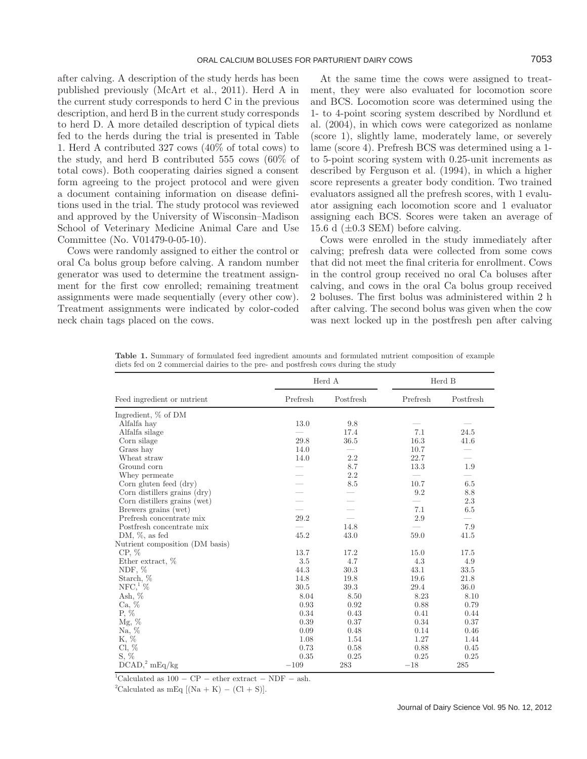after calving. A description of the study herds has been published previously (McArt et al., 2011). Herd A in the current study corresponds to herd C in the previous description, and herd B in the current study corresponds to herd D. A more detailed description of typical diets fed to the herds during the trial is presented in Table 1. Herd A contributed 327 cows (40% of total cows) to the study, and herd B contributed 555 cows (60% of total cows). Both cooperating dairies signed a consent form agreeing to the project protocol and were given a document containing information on disease definitions used in the trial. The study protocol was reviewed and approved by the University of Wisconsin–Madison School of Veterinary Medicine Animal Care and Use Committee (No. V01479-0-05-10).

Cows were randomly assigned to either the control or oral Ca bolus group before calving. A random number generator was used to determine the treatment assignment for the first cow enrolled; remaining treatment assignments were made sequentially (every other cow). Treatment assignments were indicated by color-coded neck chain tags placed on the cows.

At the same time the cows were assigned to treatment, they were also evaluated for locomotion score and BCS. Locomotion score was determined using the 1- to 4-point scoring system described by Nordlund et al. (2004), in which cows were categorized as nonlame (score 1), slightly lame, moderately lame, or severely lame (score 4). Prefresh BCS was determined using a 1- to 5-point scoring system with 0.25-unit increments as described by Ferguson et al. (1994), in which a higher score represents a greater body condition. Two trained evaluators assigned all the prefresh scores, with 1 evaluator assigning each locomotion score and 1 evaluator assigning each BCS. Scores were taken an average of 15.6 d (±0.3 SEM) before calving.

Cows were enrolled in the study immediately after calving; prefresh data were collected from some cows that did not meet the final criteria for enrollment. Cows in the control group received no oral Ca boluses after calving, and cows in the oral Ca bolus group received 2 boluses. The first bolus was administered within 2 h after calving. The second bolus was given when the cow was next locked up in the postfresh pen after calving

**Table 1.** Summary of formulated feed ingredient amounts and formulated nutrient composition of example diets fed on 2 commercial dairies to the pre- and postfresh cows during the study

| Feed ingredient or nutrient | Herd A | | Herd B | |
|---|---|---|---|---|
| | Prefresh | Postfresh | Prefresh | Postfresh |
| Ingredient, % of DM | | | | |
| Alfalfa hay | 13.0 | 9.8 | — | — |
| Alfalfa silage | — | 17.4 | 7.1 | 24.5 |
| Corn silage | 29.8 | 36.5 | 16.3 | 41.6 |
| Grass hay | 14.0 | — | 10.7 | — |
| Wheat straw | 14.0 | 2.2 | 22.7 | — |
| Ground corn | — | 8.7 | 13.3 | 1.9 |
| Whey permeate | — | 2.2 | — | — |
| Corn gluten feed (dry) | — | 8.5 | 10.7 | 6.5 |
| Corn distillers grains (dry) | — | — | 9.2 | 8.8 |
| Corn distillers grains (wet) | — | — | — | 2.3 |
| Brewers grains (wet) | — | — | 7.1 | 6.5 |
| Prefresh concentrate mix | 29.2 | — | 2.9 | — |
| Postfresh concentrate mix | — | 14.8 | — | 7.9 |
| DM, %, as fed | 45.2 | 43.0 | 59.0 | 41.5 |
| Nutrient composition (DM basis) | | | | |
| CP, % | 13.7 | 17.2 | 15.0 | 17.5 |
| Ether extract, % | 3.5 | 4.7 | 4.3 | 4.9 |
| NDF, % | 44.3 | 30.3 | 43.1 | 33.5 |
| Starch, % | 14.8 | 19.8 | 19.6 | 21.8 |
| NFC,[1] % | 30.5 | 39.3 | 29.4 | 36.0 |
| Ash, % | 8.04 | 8.50 | 8.23 | 8.10 |
| Ca, % | 0.93 | 0.92 | 0.88 | 0.79 |
| P, % | 0.34 | 0.43 | 0.41 | 0.44 |
| Mg, % | 0.39 | 0.37 | 0.34 | 0.37 |
| Na, % | 0.09 | 0.48 | 0.14 | 0.46 |
| K, % | 1.08 | 1.54 | 1.27 | 1.44 |
| Cl, % | 0.73 | 0.58 | 0.88 | 0.45 |
| S, % | 0.35 | 0.25 | 0.25 | 0.25 |
| DCAD,[2] mEq/kg | −109 | 283 | −18 | 285 |

[1]Calculated as 100 − CP − ether extract − NDF − ash.

[2]Calculated as mEq [(Na + K) − (Cl + S)].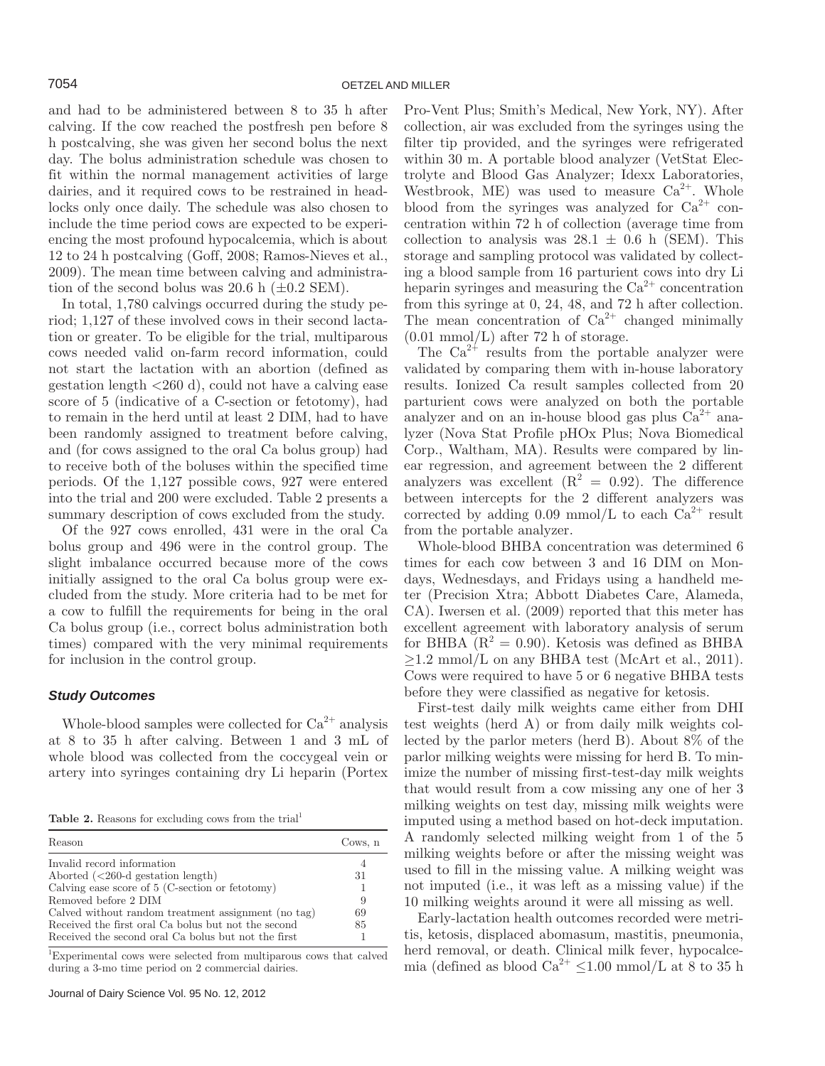and had to be administered between 8 to 35 h after calving. If the cow reached the postfresh pen before 8 h postcalving, she was given her second bolus the next day. The bolus administration schedule was chosen to fit within the normal management activities of large dairies, and it required cows to be restrained in headlocks only once daily. The schedule was also chosen to include the time period cows are expected to be experiencing the most profound hypocalcemia, which is about 12 to 24 h postcalving (Goff, 2008; Ramos-Nieves et al., 2009). The mean time between calving and administration of the second bolus was 20.6 h (±0.2 SEM).

In total, 1,780 calvings occurred during the study period; 1,127 of these involved cows in their second lactation or greater. To be eligible for the trial, multiparous cows needed valid on-farm record information, could not start the lactation with an abortion (defined as gestation length <260 d), could not have a calving ease score of 5 (indicative of a C-section or fetotomy), had to remain in the herd until at least 2 DIM, had to have been randomly assigned to treatment before calving, and (for cows assigned to the oral Ca bolus group) had to receive both of the boluses within the specified time periods. Of the 1,127 possible cows, 927 were entered into the trial and 200 were excluded. Table 2 presents a summary description of cows excluded from the study.

Of the 927 cows enrolled, 431 were in the oral Ca bolus group and 496 were in the control group. The slight imbalance occurred because more of the cows initially assigned to the oral Ca bolus group were excluded from the study. More criteria had to be met for a cow to fulfill the requirements for being in the oral Ca bolus group (i.e., correct bolus administration both times) compared with the very minimal requirements for inclusion in the control group.

### *Study Outcomes*

Whole-blood samples were collected for $Ca^{2+}$ analysis at 8 to 35 h after calving. Between 1 and 3 mL of whole blood was collected from the coccygeal vein or artery into syringes containing dry Li heparin (Portex Pro-Vent Plus; Smith's Medical, New York, NY). After collection, air was excluded from the syringes using the filter tip provided, and the syringes were refrigerated within 30 m. A portable blood analyzer (VetStat Electrolyte and Blood Gas Analyzer; Idexx Laboratories, Westbrook, ME) was used to measure $Ca^{2+}$. Whole blood from the syringes was analyzed for $Ca^{2+}$ concentration within 72 h of collection (average time from collection to analysis was 28.1 ± 0.6 h (SEM). This storage and sampling protocol was validated by collecting a blood sample from 16 parturient cows into dry Li heparin syringes and measuring the $Ca^{2+}$ concentration from this syringe at 0, 24, 48, and 72 h after collection. The mean concentration of $Ca^{2+}$ changed minimally (0.01 mmol/L) after 72 h of storage.

The $Ca^{2+}$ results from the portable analyzer were validated by comparing them with in-house laboratory results. Ionized Ca result samples collected from 20 parturient cows were analyzed on both the portable analyzer and on an in-house blood gas plus $Ca^{2+}$ analyzer (Nova Stat Profile pHOx Plus; Nova Biomedical Corp., Waltham, MA). Results were compared by linear regression, and agreement between the 2 different analyzers was excellent ($R^2$ = 0.92). The difference between intercepts for the 2 different analyzers was corrected by adding 0.09 mmol/L to each $Ca^{2+}$ result from the portable analyzer.

Whole-blood BHBA concentration was determined 6 times for each cow between 3 and 16 DIM on Mondays, Wednesdays, and Fridays using a handheld meter (Precision Xtra; Abbott Diabetes Care, Alameda, CA). Iwersen et al. (2009) reported that this meter has excellent agreement with laboratory analysis of serum for BHBA ($R^2$ = 0.90). Ketosis was defined as BHBA ≥1.2 mmol/L on any BHBA test (McArt et al., 2011). Cows were required to have 5 or 6 negative BHBA tests before they were classified as negative for ketosis.

First-test daily milk weights came either from DHI test weights (herd A) or from daily milk weights collected by the parlor meters (herd B). About 8% of the parlor milking weights were missing for herd B. To minimize the number of missing first-test-day milk weights that would result from a cow missing any one of her 3 milking weights on test day, missing milk weights were imputed using a method based on hot-deck imputation. A randomly selected milking weight from 1 of the 5 milking weights before or after the missing weight was used to fill in the missing value. A milking weight was not imputed (i.e., it was left as a missing value) if the 10 milking weights around it were all missing as well.

Early-lactation health outcomes recorded were metritis, ketosis, displaced abomasum, mastitis, pneumonia, herd removal, or death. Clinical milk fever, hypocalcemia (defined as blood $Ca^{2+}$ ≤1.00 mmol/L at 8 to 35 h

**Table 2.** Reasons for excluding cows from the trial[1]

| Reason | Cows, n |
|---|---|
| Invalid record information | 4 |
| Aborted (<260-d gestation length) | 31 |
| Calving ease score of 5 (C-section or fetotomy) | 1 |
| Removed before 2 DIM | 9 |
| Calved without random treatment assignment (no tag) | 69 |
| Received the first oral Ca bolus but not the second | 85 |
| Received the second oral Ca bolus but not the first | 1 |

[1]Experimental cows were selected from multiparous cows that calved during a 3-mo time period on 2 commercial dairies.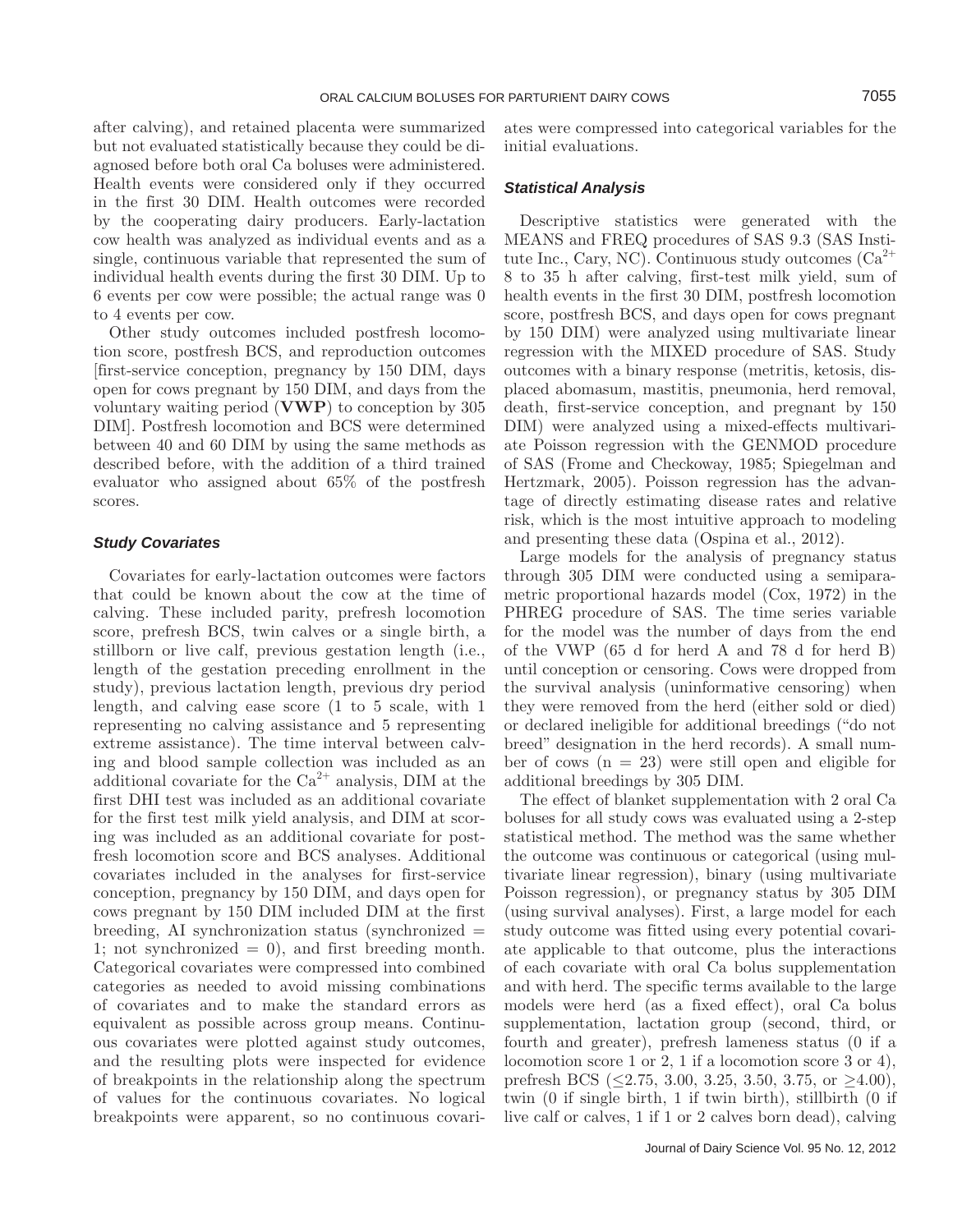after calving), and retained placenta were summarized but not evaluated statistically because they could be diagnosed before both oral Ca boluses were administered. Health events were considered only if they occurred in the first 30 DIM. Health outcomes were recorded by the cooperating dairy producers. Early-lactation cow health was analyzed as individual events and as a single, continuous variable that represented the sum of individual health events during the first 30 DIM. Up to 6 events per cow were possible; the actual range was 0 to 4 events per cow.

Other study outcomes included postfresh locomotion score, postfresh BCS, and reproduction outcomes [first-service conception, pregnancy by 150 DIM, days open for cows pregnant by 150 DIM, and days from the voluntary waiting period (**VWP**) to conception by 305 DIM]. Postfresh locomotion and BCS were determined between 40 and 60 DIM by using the same methods as described before, with the addition of a third trained evaluator who assigned about 65% of the postfresh scores.

### Study Covariates

Covariates for early-lactation outcomes were factors that could be known about the cow at the time of calving. These included parity, prefresh locomotion score, prefresh BCS, twin calves or a single birth, a stillborn or live calf, previous gestation length (i.e., length of the gestation preceding enrollment in the study), previous lactation length, previous dry period length, and calving ease score (1 to 5 scale, with 1 representing no calving assistance and 5 representing extreme assistance). The time interval between calving and blood sample collection was included as an additional covariate for the $Ca^{2+}$ analysis, DIM at the first DHI test was included as an additional covariate for the first test milk yield analysis, and DIM at scoring was included as an additional covariate for postfresh locomotion score and BCS analyses. Additional covariates included in the analyses for first-service conception, pregnancy by 150 DIM, and days open for cows pregnant by 150 DIM included DIM at the first breeding, AI synchronization status (synchronized = 1; not synchronized = 0), and first breeding month. Categorical covariates were compressed into combined categories as needed to avoid missing combinations of covariates and to make the standard errors as equivalent as possible across group means. Continuous covariates were plotted against study outcomes, and the resulting plots were inspected for evidence of breakpoints in the relationship along the spectrum of values for the continuous covariates. No logical breakpoints were apparent, so no continuous covariates were compressed into categorical variables for the initial evaluations.

### Statistical Analysis

Descriptive statistics were generated with the MEANS and FREQ procedures of SAS 9.3 (SAS Institute Inc., Cary, NC). Continuous study outcomes ($Ca^{2+}$ 8 to 35 h after calving, first-test milk yield, sum of health events in the first 30 DIM, postfresh locomotion score, postfresh BCS, and days open for cows pregnant by 150 DIM) were analyzed using multivariate linear regression with the MIXED procedure of SAS. Study outcomes with a binary response (metritis, ketosis, displaced abomasum, mastitis, pneumonia, herd removal, death, first-service conception, and pregnant by 150 DIM) were analyzed using a mixed-effects multivariate Poisson regression with the GENMOD procedure of SAS (Frome and Checkoway, 1985; Spiegelman and Hertzmark, 2005). Poisson regression has the advantage of directly estimating disease rates and relative risk, which is the most intuitive approach to modeling and presenting these data (Ospina et al., 2012).

Large models for the analysis of pregnancy status through 305 DIM were conducted using a semiparametric proportional hazards model (Cox, 1972) in the PHREG procedure of SAS. The time series variable for the model was the number of days from the end of the VWP (65 d for herd A and 78 d for herd B) until conception or censoring. Cows were dropped from the survival analysis (uninformative censoring) when they were removed from the herd (either sold or died) or declared ineligible for additional breedings ("do not breed" designation in the herd records). A small number of cows (n = 23) were still open and eligible for additional breedings by 305 DIM.

The effect of blanket supplementation with 2 oral Ca boluses for all study cows was evaluated using a 2-step statistical method. The method was the same whether the outcome was continuous or categorical (using multivariate linear regression), binary (using multivariate Poisson regression), or pregnancy status by 305 DIM (using survival analyses). First, a large model for each study outcome was fitted using every potential covariate applicable to that outcome, plus the interactions of each covariate with oral Ca bolus supplementation and with herd. The specific terms available to the large models were herd (as a fixed effect), oral Ca bolus supplementation, lactation group (second, third, or fourth and greater), prefresh lameness status (0 if a locomotion score 1 or 2, 1 if a locomotion score 3 or 4), prefresh BCS ($\leq$2.75, 3.00, 3.25, 3.50, 3.75, or $\geq$4.00), twin (0 if single birth, 1 if twin birth), stillbirth (0 if live calf or calves, 1 if 1 or 2 calves born dead), calving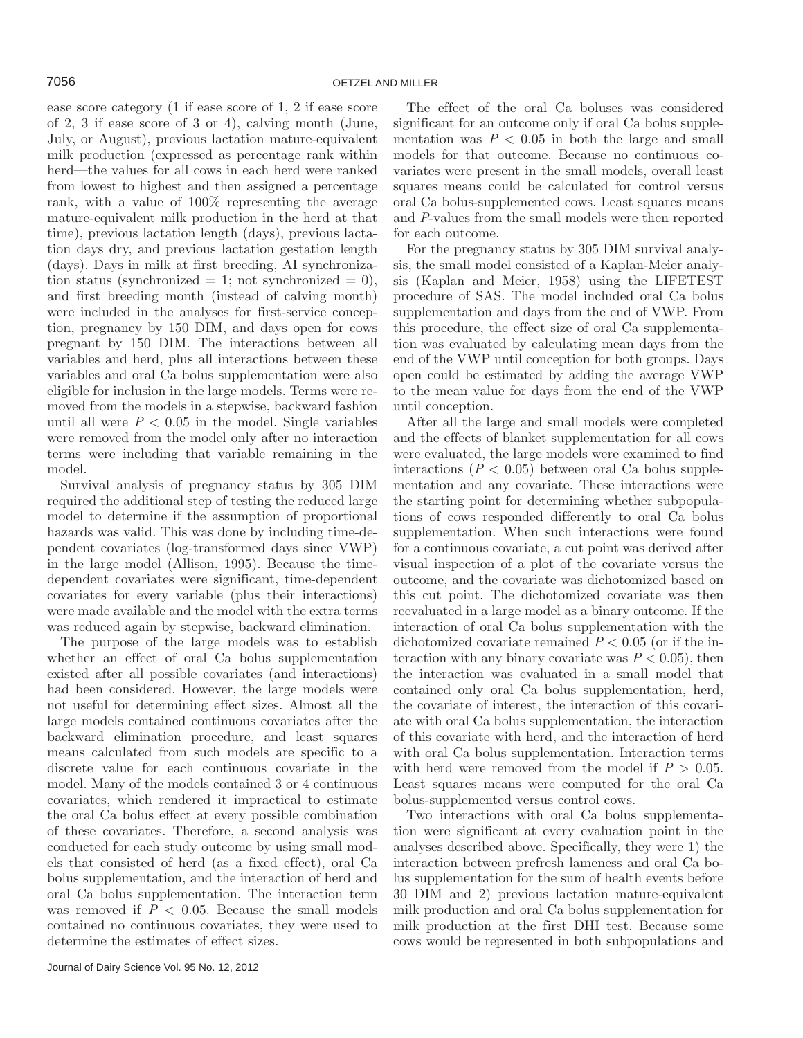ease score category (1 if ease score of 1, 2 if ease score of 2, 3 if ease score of 3 or 4), calving month (June, July, or August), previous lactation mature-equivalent milk production (expressed as percentage rank within herd—the values for all cows in each herd were ranked from lowest to highest and then assigned a percentage rank, with a value of 100% representing the average mature-equivalent milk production in the herd at that time), previous lactation length (days), previous lactation days dry, and previous lactation gestation length (days). Days in milk at first breeding, AI synchronization status (synchronized = 1; not synchronized = 0), and first breeding month (instead of calving month) were included in the analyses for first-service conception, pregnancy by 150 DIM, and days open for cows pregnant by 150 DIM. The interactions between all variables and herd, plus all interactions between these variables and oral Ca bolus supplementation were also eligible for inclusion in the large models. Terms were removed from the models in a stepwise, backward fashion until all were $P < 0.05$ in the model. Single variables were removed from the model only after no interaction terms were including that variable remaining in the model.

Survival analysis of pregnancy status by 305 DIM required the additional step of testing the reduced large model to determine if the assumption of proportional hazards was valid. This was done by including time-dependent covariates (log-transformed days since VWP) in the large model (Allison, 1995). Because the time-dependent covariates were significant, time-dependent covariates for every variable (plus their interactions) were made available and the model with the extra terms was reduced again by stepwise, backward elimination.

The purpose of the large models was to establish whether an effect of oral Ca bolus supplementation existed after all possible covariates (and interactions) had been considered. However, the large models were not useful for determining effect sizes. Almost all the large models contained continuous covariates after the backward elimination procedure, and least squares means calculated from such models are specific to a discrete value for each continuous covariate in the model. Many of the models contained 3 or 4 continuous covariates, which rendered it impractical to estimate the oral Ca bolus effect at every possible combination of these covariates. Therefore, a second analysis was conducted for each study outcome by using small models that consisted of herd (as a fixed effect), oral Ca bolus supplementation, and the interaction of herd and oral Ca bolus supplementation. The interaction term was removed if $P < 0.05$. Because the small models contained no continuous covariates, they were used to determine the estimates of effect sizes.

The effect of the oral Ca boluses was considered significant for an outcome only if oral Ca bolus supplementation was $P < 0.05$ in both the large and small models for that outcome. Because no continuous covariates were present in the small models, overall least squares means could be calculated for control versus oral Ca bolus-supplemented cows. Least squares means and $P$-values from the small models were then reported for each outcome.

For the pregnancy status by 305 DIM survival analysis, the small model consisted of a Kaplan-Meier analysis (Kaplan and Meier, 1958) using the LIFETEST procedure of SAS. The model included oral Ca bolus supplementation and days from the end of VWP. From this procedure, the effect size of oral Ca supplementation was evaluated by calculating mean days from the end of the VWP until conception for both groups. Days open could be estimated by adding the average VWP to the mean value for days from the end of the VWP until conception.

After all the large and small models were completed and the effects of blanket supplementation for all cows were evaluated, the large models were examined to find interactions ($P < 0.05$) between oral Ca bolus supplementation and any covariate. These interactions were the starting point for determining whether subpopulations of cows responded differently to oral Ca bolus supplementation. When such interactions were found for a continuous covariate, a cut point was derived after visual inspection of a plot of the covariate versus the outcome, and the covariate was dichotomized based on this cut point. The dichotomized covariate was then reevaluated in a large model as a binary outcome. If the interaction of oral Ca bolus supplementation with the dichotomized covariate remained $P < 0.05$ (or if the interaction with any binary covariate was $P < 0.05$), then the interaction was evaluated in a small model that contained only oral Ca bolus supplementation, herd, the covariate of interest, the interaction of this covariate with oral Ca bolus supplementation, the interaction of this covariate with herd, and the interaction of herd with oral Ca bolus supplementation. Interaction terms with herd were removed from the model if $P > 0.05$. Least squares means were computed for the oral Ca bolus-supplemented versus control cows.

Two interactions with oral Ca bolus supplementation were significant at every evaluation point in the analyses described above. Specifically, they were 1) the interaction between prefresh lameness and oral Ca bolus supplementation for the sum of health events before 30 DIM and 2) previous lactation mature-equivalent milk production and oral Ca bolus supplementation for milk production at the first DHI test. Because some cows would be represented in both subpopulations and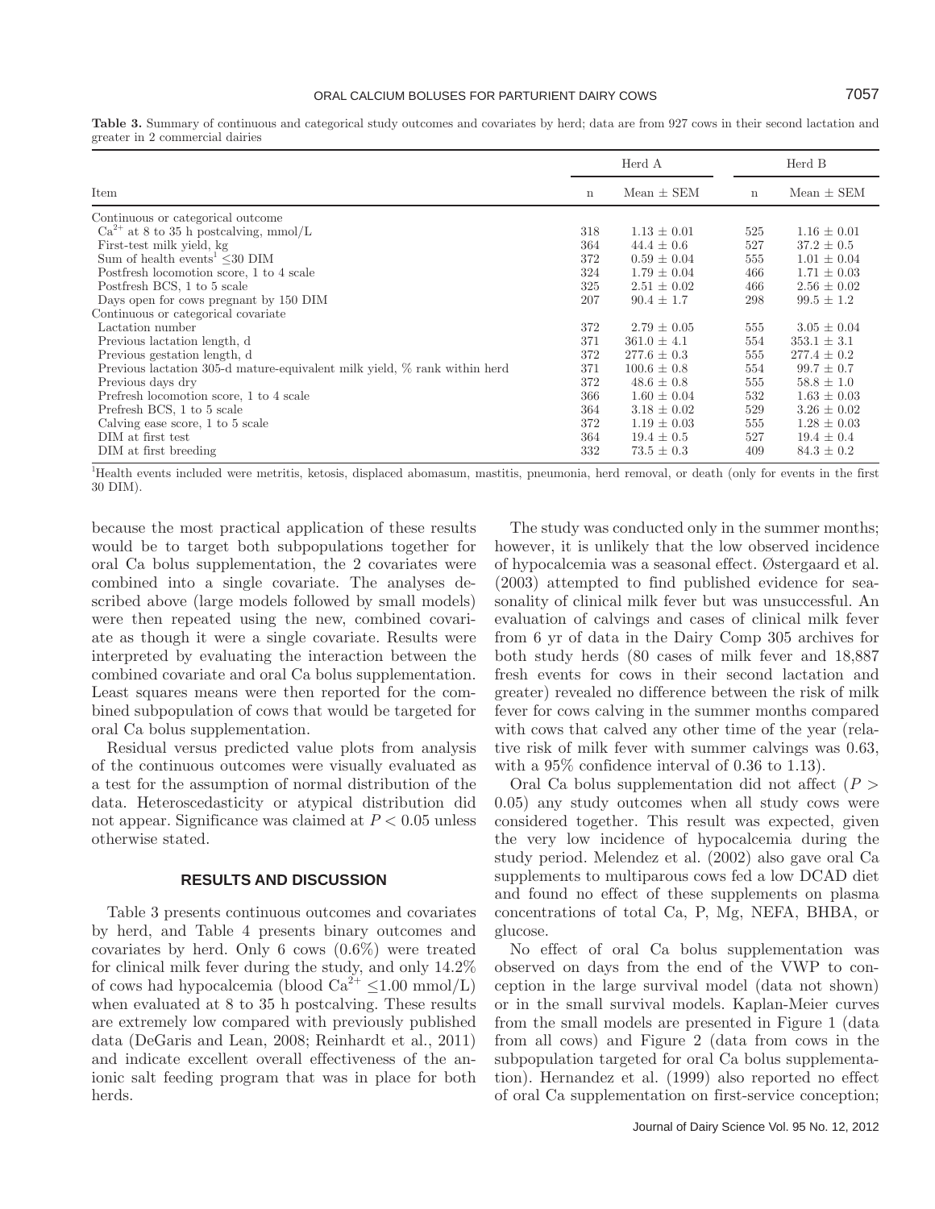**Table 3.** Summary of continuous and categorical study outcomes and covariates by herd; data are from 927 cows in their second lactation and greater in 2 commercial dairies

| Item | Herd A | | Herd B | |
|---|---|---|---|---|
| | n | Mean ± SEM | n | Mean ± SEM |
| Continuous or categorical outcome | | | | |
| $Ca^{2+}$ at 8 to 35 h postcalving, mmol/L | 318 | 1.13 ± 0.01 | 525 | 1.16 ± 0.01 |
| First-test milk yield, kg | 364 | 44.4 ± 0.6 | 527 | 37.2 ± 0.5 |
| Sum of health events[1] ≤30 DIM | 372 | 0.59 ± 0.04 | 555 | 1.01 ± 0.04 |
| Postfresh locomotion score, 1 to 4 scale | 324 | 1.79 ± 0.04 | 466 | 1.71 ± 0.03 |
| Postfresh BCS, 1 to 5 scale | 325 | 2.51 ± 0.02 | 466 | 2.56 ± 0.02 |
| Days open for cows pregnant by 150 DIM | 207 | 90.4 ± 1.7 | 298 | 99.5 ± 1.2 |
| Continuous or categorical covariate | | | | |
| Lactation number | 372 | 2.79 ± 0.05 | 555 | 3.05 ± 0.04 |
| Previous lactation length, d | 371 | 361.0 ± 4.1 | 554 | 353.1 ± 3.1 |
| Previous gestation length, d | 372 | 277.6 ± 0.3 | 555 | 277.4 ± 0.2 |
| Previous lactation 305-d mature-equivalent milk yield, % rank within herd | 371 | 100.6 ± 0.8 | 554 | 99.7 ± 0.7 |
| Previous days dry | 372 | 48.6 ± 0.8 | 555 | 58.8 ± 1.0 |
| Prefresh locomotion score, 1 to 4 scale | 366 | 1.60 ± 0.04 | 532 | 1.63 ± 0.03 |
| Prefresh BCS, 1 to 5 scale | 364 | 3.18 ± 0.02 | 529 | 3.26 ± 0.02 |
| Calving ease score, 1 to 5 scale | 372 | 1.19 ± 0.03 | 555 | 1.28 ± 0.03 |
| DIM at first test | 364 | 19.4 ± 0.5 | 527 | 19.4 ± 0.4 |
| DIM at first breeding | 332 | 73.5 ± 0.3 | 409 | 84.3 ± 0.2 |

[1]Health events included were metritis, ketosis, displaced abomasum, mastitis, pneumonia, herd removal, or death (only for events in the first 30 DIM).

because the most practical application of these results would be to target both subpopulations together for oral Ca bolus supplementation, the 2 covariates were combined into a single covariate. The analyses described above (large models followed by small models) were then repeated using the new, combined covariate as though it were a single covariate. Results were interpreted by evaluating the interaction between the combined covariate and oral Ca bolus supplementation. Least squares means were then reported for the combined subpopulation of cows that would be targeted for oral Ca bolus supplementation.

Residual versus predicted value plots from analysis of the continuous outcomes were visually evaluated as a test for the assumption of normal distribution of the data. Heteroscedasticity or atypical distribution did not appear. Significance was claimed at $P < 0.05$ unless otherwise stated.

## RESULTS AND DISCUSSION

Table 3 presents continuous outcomes and covariates by herd, and Table 4 presents binary outcomes and covariates by herd. Only 6 cows (0.6%) were treated for clinical milk fever during the study, and only 14.2% of cows had hypocalcemia (blood $Ca^{2+}$ ≤1.00 mmol/L) when evaluated at 8 to 35 h postcalving. These results are extremely low compared with previously published data (DeGaris and Lean, 2008; Reinhardt et al., 2011) and indicate excellent overall effectiveness of the anionic salt feeding program that was in place for both herds.

The study was conducted only in the summer months; however, it is unlikely that the low observed incidence of hypocalcemia was a seasonal effect. Østergaard et al. (2003) attempted to find published evidence for seasonality of clinical milk fever but was unsuccessful. An evaluation of calvings and cases of clinical milk fever from 6 yr of data in the Dairy Comp 305 archives for both study herds (80 cases of milk fever and 18,887 fresh events for cows in their second lactation and greater) revealed no difference between the risk of milk fever for cows calving in the summer months compared with cows that calved any other time of the year (relative risk of milk fever with summer calvings was 0.63, with a 95% confidence interval of 0.36 to 1.13).

Oral Ca bolus supplementation did not affect ($P > 0.05$) any study outcomes when all study cows were considered together. This result was expected, given the very low incidence of hypocalcemia during the study period. Melendez et al. (2002) also gave oral Ca supplements to multiparous cows fed a low DCAD diet and found no effect of these supplements on plasma concentrations of total Ca, P, Mg, NEFA, BHBA, or glucose.

No effect of oral Ca bolus supplementation was observed on days from the end of the VWP to conception in the large survival model (data not shown) or in the small survival models. Kaplan-Meier curves from the small models are presented in Figure 1 (data from all cows) and Figure 2 (data from cows in the subpopulation targeted for oral Ca bolus supplementation). Hernandez et al. (1999) also reported no effect of oral Ca supplementation on first-service conception;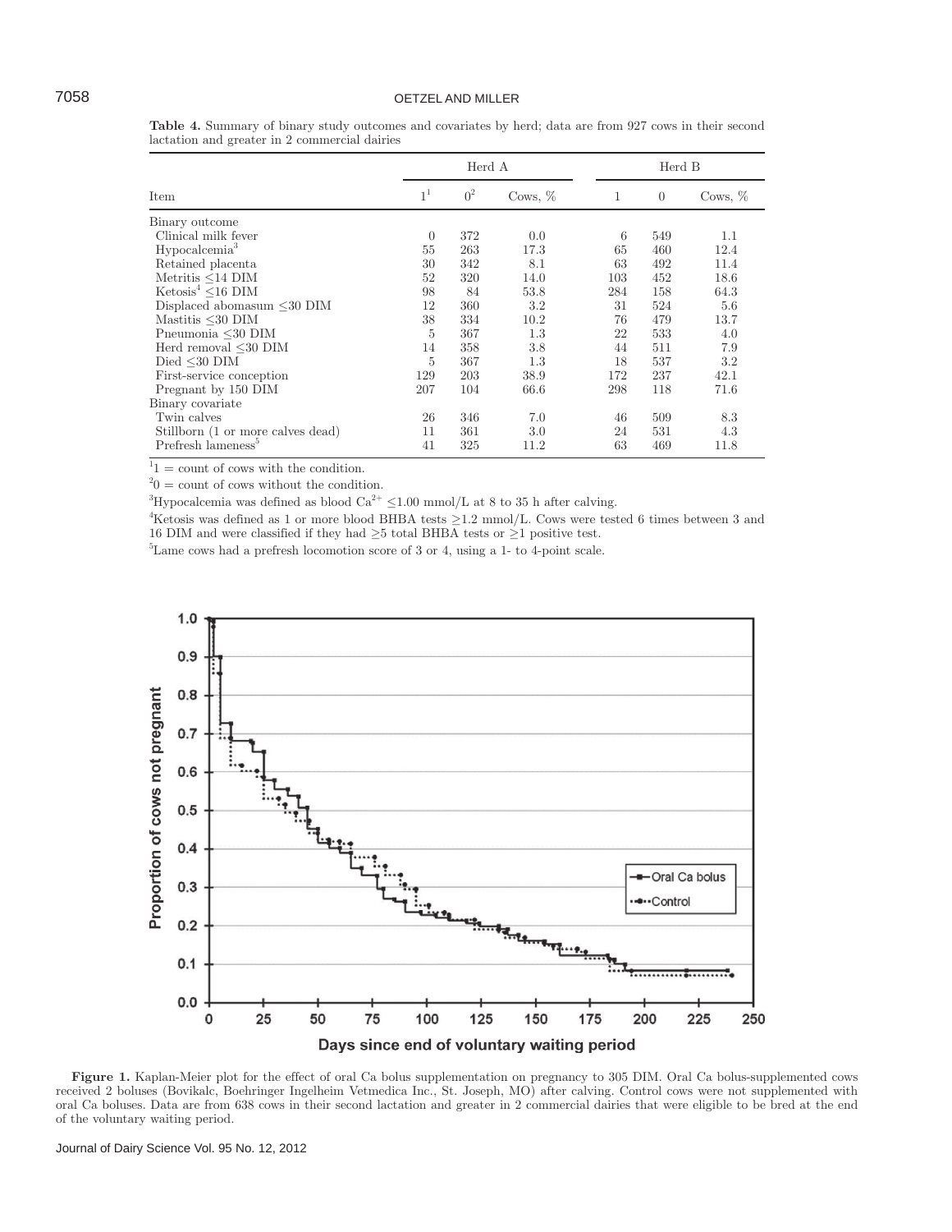**Table 4.** Summary of binary study outcomes and covariates by herd; data are from 927 cows in their second lactation and greater in 2 commercial dairies

| Item | Herd A | | | Herd B | | |
|---|---|---|---|---|---|---|
| | 1[1] | 0[2] | Cows, % | 1 | 0 | Cows, % |
| Binary outcome | | | | | | |
| Clinical milk fever | 0 | 372 | 0.0 | 6 | 549 | 1.1 |
| Hypocalcemia[3] | 55 | 263 | 17.3 | 65 | 460 | 12.4 |
| Retained placenta | 30 | 342 | 8.1 | 63 | 492 | 11.4 |
| Metritis ≤14 DIM | 52 | 320 | 14.0 | 103 | 452 | 18.6 |
| Ketosis[4] ≤16 DIM | 98 | 84 | 53.8 | 284 | 158 | 64.3 |
| Displaced abomasum ≤30 DIM | 12 | 360 | 3.2 | 31 | 524 | 5.6 |
| Mastitis ≤30 DIM | 38 | 334 | 10.2 | 76 | 479 | 13.7 |
| Pneumonia ≤30 DIM | 5 | 367 | 1.3 | 22 | 533 | 4.0 |
| Herd removal ≤30 DIM | 14 | 358 | 3.8 | 44 | 511 | 7.9 |
| Died ≤30 DIM | 5 | 367 | 1.3 | 18 | 537 | 3.2 |
| First-service conception | 129 | 203 | 38.9 | 172 | 237 | 42.1 |
| Pregnant by 150 DIM | 207 | 104 | 66.6 | 298 | 118 | 71.6 |
| Binary covariate | | | | | | |
| Twin calves | 26 | 346 | 7.0 | 46 | 509 | 8.3 |
| Stillborn (1 or more calves dead) | 11 | 361 | 3.0 | 24 | 531 | 4.3 |
| Prefresh lameness[5] | 41 | 325 | 11.2 | 63 | 469 | 11.8 |

[1]1 = count of cows with the condition.

[2]0 = count of cows without the condition.

[3]Hypocalcemia was defined as blood $Ca^{2+}$ ≤1.00 mmol/L at 8 to 35 h after calving.

[4]Ketosis was defined as 1 or more blood BHBA tests ≥1.2 mmol/L. Cows were tested 6 times between 3 and 16 DIM and were classified if they had ≥5 total BHBA tests or ≥1 positive test.

[5]Lame cows had a prefresh locomotion score of 3 or 4, using a 1- to 4-point scale.

**Figure 1.** Kaplan-Meier plot for the effect of oral Ca bolus supplementation on pregnancy to 305 DIM. Oral Ca bolus-supplemented cows received 2 boluses (Bovikalc, Boehringer Ingelheim Vetmedica Inc., St. Joseph, MO) after calving. Control cows were not supplemented with oral Ca boluses. Data are from 638 cows in their second lactation and greater in 2 commercial dairies that were eligible to be bred at the end of the voluntary waiting period.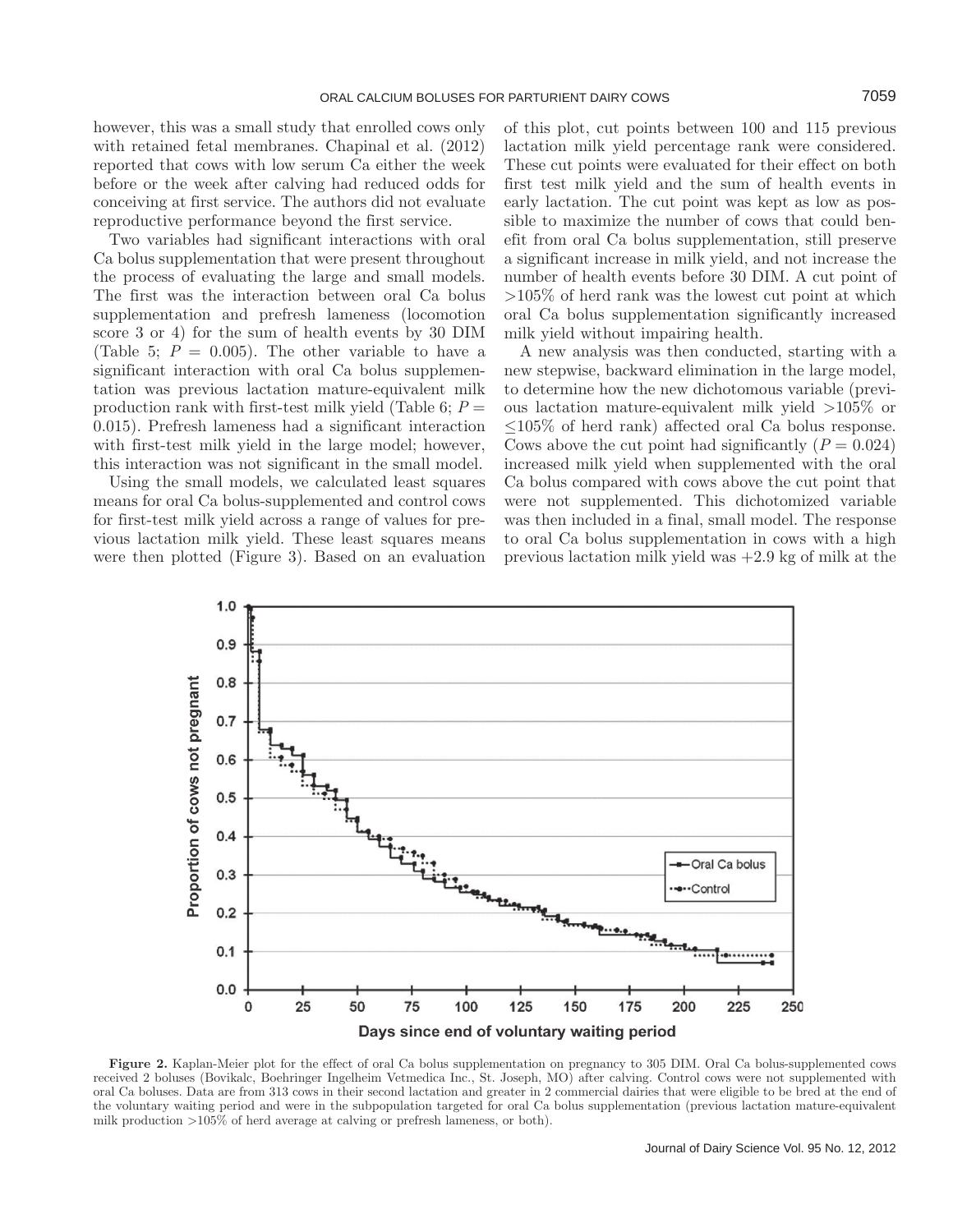however, this was a small study that enrolled cows only with retained fetal membranes. Chapinal et al. (2012) reported that cows with low serum Ca either the week before or the week after calving had reduced odds for conceiving at first service. The authors did not evaluate reproductive performance beyond the first service.

Two variables had significant interactions with oral Ca bolus supplementation that were present throughout the process of evaluating the large and small models. The first was the interaction between oral Ca bolus supplementation and prefresh lameness (locomotion score 3 or 4) for the sum of health events by 30 DIM (Table 5; $P = 0.005$). The other variable to have a significant interaction with oral Ca bolus supplementation was previous lactation mature-equivalent milk production rank with first-test milk yield (Table 6; $P = 0.015$). Prefresh lameness had a significant interaction with first-test milk yield in the large model; however, this interaction was not significant in the small model.

Using the small models, we calculated least squares means for oral Ca bolus-supplemented and control cows for first-test milk yield across a range of values for previous lactation milk yield. These least squares means were then plotted (Figure 3). Based on an evaluation of this plot, cut points between 100 and 115 previous lactation milk yield percentage rank were considered. These cut points were evaluated for their effect on both first test milk yield and the sum of health events in early lactation. The cut point was kept as low as possible to maximize the number of cows that could benefit from oral Ca bolus supplementation, still preserve a significant increase in milk yield, and not increase the number of health events before 30 DIM. A cut point of >105% of herd rank was the lowest cut point at which oral Ca bolus supplementation significantly increased milk yield without impairing health.

A new analysis was then conducted, starting with a new stepwise, backward elimination in the large model, to determine how the new dichotomous variable (previous lactation mature-equivalent milk yield >105% or ≤105% of herd rank) affected oral Ca bolus response. Cows above the cut point had significantly ($P = 0.024$) increased milk yield when supplemented with the oral Ca bolus compared with cows above the cut point that were not supplemented. This dichotomized variable was then included in a final, small model. The response to oral Ca bolus supplementation in cows with a high previous lactation milk yield was +2.9 kg of milk at the

**Figure 2.** Kaplan-Meier plot for the effect of oral Ca bolus supplementation on pregnancy to 305 DIM. Oral Ca bolus-supplemented cows received 2 boluses (Bovikalc, Boehringer Ingelheim Vetmedica Inc., St. Joseph, MO) after calving. Control cows were not supplemented with oral Ca boluses. Data are from 313 cows in their second lactation and greater in 2 commercial dairies that were eligible to be bred at the end of the voluntary waiting period and were in the subpopulation targeted for oral Ca bolus supplementation (previous lactation mature-equivalent milk production >105% of herd average at calving or prefresh lameness, or both).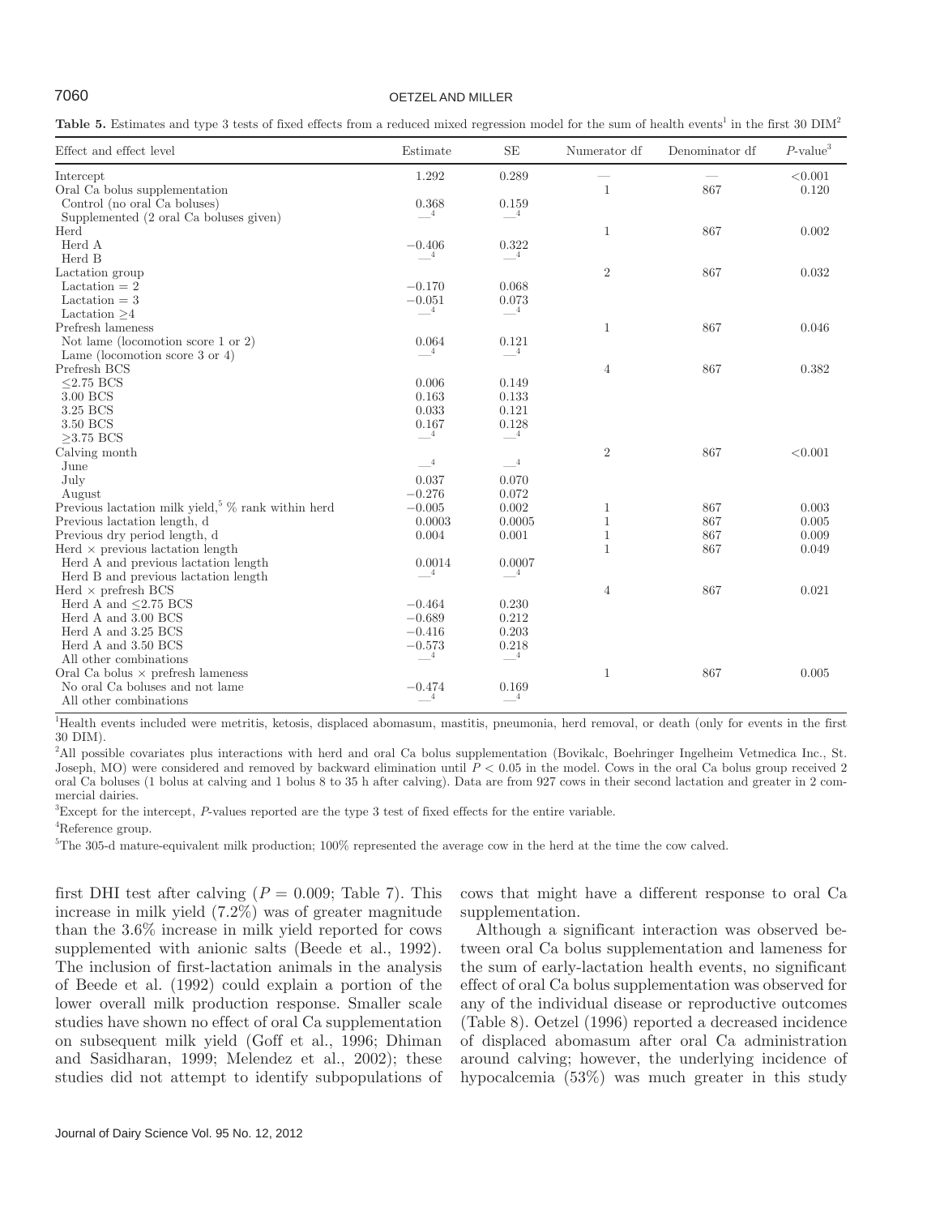**Table 5.** Estimates and type 3 tests of fixed effects from a reduced mixed regression model for the sum of health events[1] in the first 30 DIM[2]

| Effect and effect level | Estimate | SE | Numerator df | Denominator df | *P*-value[3] |
|---|---|---|---|---|---|
| Intercept | 1.292 | 0.289 | — | — | <0.001 |
| Oral Ca bolus supplementation | | | 1 | 867 | 0.120 |
| Control (no oral Ca boluses) | 0.368 | 0.159 | | | |
| Supplemented (2 oral Ca boluses given) | —[4] | —[4] | | | |
| Herd | | | 1 | 867 | 0.002 |
| Herd A | −0.406 | 0.322 | | | |
| Herd B | —[4] | —[4] | | | |
| Lactation group | | | 2 | 867 | 0.032 |
| Lactation = 2 | −0.170 | 0.068 | | | |
| Lactation = 3 | −0.051 | 0.073 | | | |
| Lactation ≥4 | —[4] | —[4] | | | |
| Prefresh lameness | | | 1 | 867 | 0.046 |
| Not lame (locomotion score 1 or 2) | 0.064 | 0.121 | | | |
| Lame (locomotion score 3 or 4) | —[4] | —[4] | | | |
| Prefresh BCS | | | 4 | 867 | 0.382 |
| ≤2.75 BCS | 0.006 | 0.149 | | | |
| 3.00 BCS | 0.163 | 0.133 | | | |
| 3.25 BCS | 0.033 | 0.121 | | | |
| 3.50 BCS | 0.167 | 0.128 | | | |
| ≥3.75 BCS | —[4] | —[4] | | | |
| Calving month | | | 2 | 867 | <0.001 |
| June | —[4] | —[4] | | | |
| July | 0.037 | 0.070 | | | |
| August | −0.276 | 0.072 | | | |
| Previous lactation milk yield,[5] % rank within herd | −0.005 | 0.002 | 1 | 867 | 0.003 |
| Previous lactation length, d | 0.0003 | 0.0005 | 1 | 867 | 0.005 |
| Previous dry period length, d | 0.004 | 0.001 | 1 | 867 | 0.009 |
| Herd × previous lactation length | | | 1 | 867 | 0.049 |
| Herd A and previous lactation length | 0.0014 | 0.0007 | | | |
| Herd B and previous lactation length | —[4] | —[4] | | | |
| Herd × prefresh BCS | | | 4 | 867 | 0.021 |
| Herd A and ≤2.75 BCS | −0.464 | 0.230 | | | |
| Herd A and 3.00 BCS | −0.689 | 0.212 | | | |
| Herd A and 3.25 BCS | −0.416 | 0.203 | | | |
| Herd A and 3.50 BCS | −0.573 | 0.218 | | | |
| All other combinations | —[4] | —[4] | | | |
| Oral Ca bolus × prefresh lameness | | | 1 | 867 | 0.005 |
| No oral Ca boluses and not lame | −0.474 | 0.169 | | | |
| All other combinations | —[4] | —[4] | | | |

[1]Health events included were metritis, ketosis, displaced abomasum, mastitis, pneumonia, herd removal, or death (only for events in the first 30 DIM).

[2]All possible covariates plus interactions with herd and oral Ca bolus supplementation (Bovikalc, Boehringer Ingelheim Vetmedica Inc., St. Joseph, MO) were considered and removed by backward elimination until $P < 0.05$ in the model. Cows in the oral Ca bolus group received 2 oral Ca boluses (1 bolus at calving and 1 bolus 8 to 35 h after calving). Data are from 927 cows in their second lactation and greater in 2 commercial dairies.

[3]Except for the intercept, *P*-values reported are the type 3 test of fixed effects for the entire variable.

[4]Reference group.

[5]The 305-d mature-equivalent milk production; 100% represented the average cow in the herd at the time the cow calved.

first DHI test after calving ($P = 0.009$; Table 7). This increase in milk yield (7.2%) was of greater magnitude than the 3.6% increase in milk yield reported for cows supplemented with anionic salts (Beede et al., 1992). The inclusion of first-lactation animals in the analysis of Beede et al. (1992) could explain a portion of the lower overall milk production response. Smaller scale studies have shown no effect of oral Ca supplementation on subsequent milk yield (Goff et al., 1996; Dhiman and Sasidharan, 1999; Melendez et al., 2002); these studies did not attempt to identify subpopulations of cows that might have a different response to oral Ca supplementation.

Although a significant interaction was observed between oral Ca bolus supplementation and lameness for the sum of early-lactation health events, no significant effect of oral Ca bolus supplementation was observed for any of the individual disease or reproductive outcomes (Table 8). Oetzel (1996) reported a decreased incidence of displaced abomasum after oral Ca administration around calving; however, the underlying incidence of hypocalcemia (53%) was much greater in this study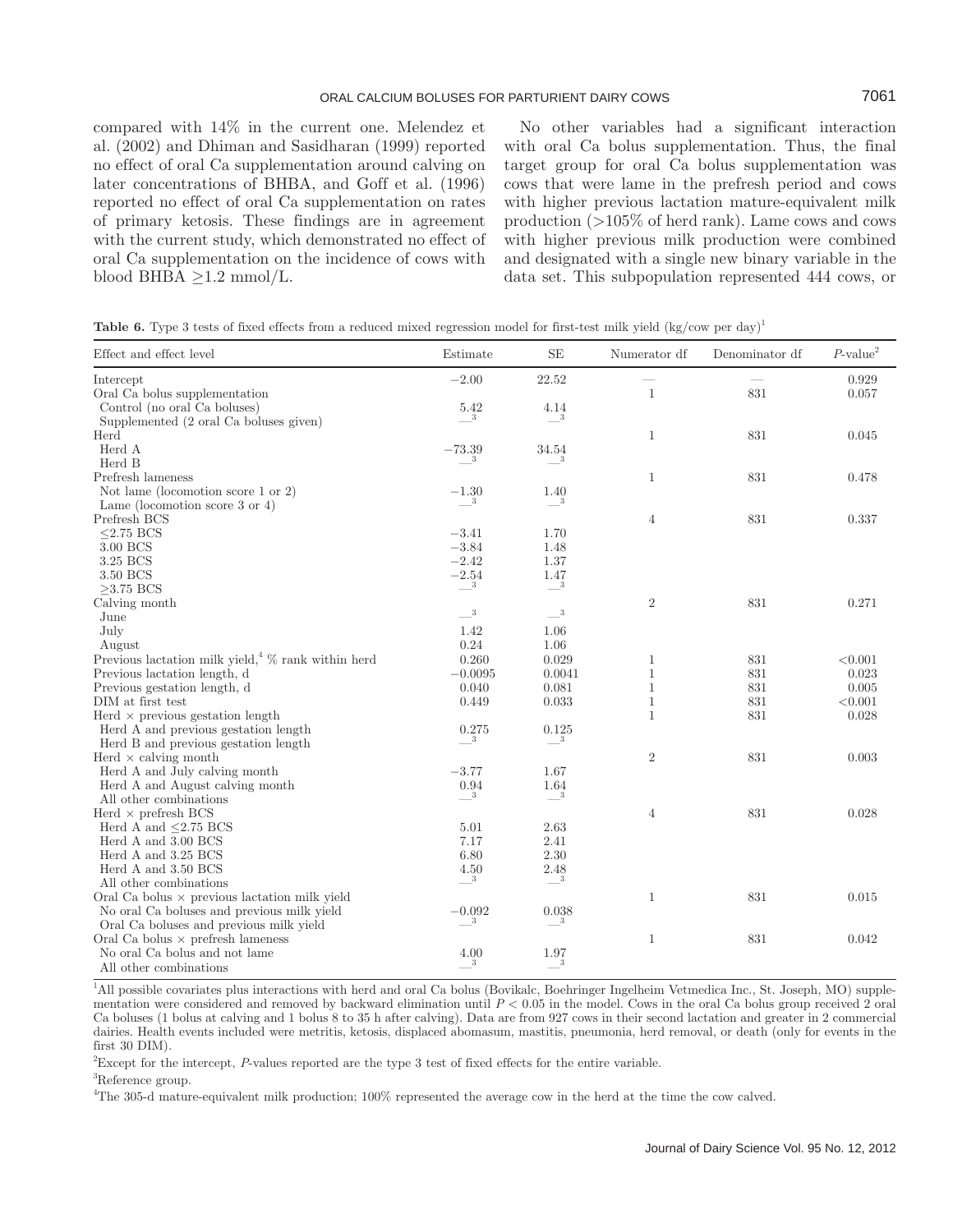compared with 14% in the current one. Melendez et al. (2002) and Dhiman and Sasidharan (1999) reported no effect of oral Ca supplementation around calving on later concentrations of BHBA, and Goff et al. (1996) reported no effect of oral Ca supplementation on rates of primary ketosis. These findings are in agreement with the current study, which demonstrated no effect of oral Ca supplementation on the incidence of cows with blood BHBA ≥1.2 mmol/L.

No other variables had a significant interaction with oral Ca bolus supplementation. Thus, the final target group for oral Ca bolus supplementation was cows that were lame in the prefresh period and cows with higher previous lactation mature-equivalent milk production (>105% of herd rank). Lame cows and cows with higher previous milk production were combined and designated with a single new binary variable in the data set. This subpopulation represented 444 cows, or

**Table 6.** Type 3 tests of fixed effects from a reduced mixed regression model for first-test milk yield (kg/cow per day)[1]

| Effect and effect level | Estimate | SE | Numerator df | Denominator df | $P$-value[2] |
|---|---|---|---|---|---|
| Intercept | −2.00 | 22.52 | — | — | 0.929 |
| Oral Ca bolus supplementation | | | 1 | 831 | 0.057 |
| Control (no oral Ca boluses) | 5.42 | 4.14 | | | |
| Supplemented (2 oral Ca boluses given) | —[3] | —[3] | | | |
| Herd | | | 1 | 831 | 0.045 |
| Herd A | −73.39 | 34.54 | | | |
| Herd B | —[3] | —[3] | | | |
| Prefresh lameness | | | 1 | 831 | 0.478 |
| Not lame (locomotion score 1 or 2) | −1.30 | 1.40 | | | |
| Lame (locomotion score 3 or 4) | —[3] | —[3] | | | |
| Prefresh BCS | | | 4 | 831 | 0.337 |
| ≤2.75 BCS | −3.41 | 1.70 | | | |
| 3.00 BCS | −3.84 | 1.48 | | | |
| 3.25 BCS | −2.42 | 1.37 | | | |
| 3.50 BCS | −2.54 | 1.47 | | | |
| ≥3.75 BCS | —[3] | —[3] | | | |
| Calving month | | | 2 | 831 | 0.271 |
| June | —[3] | —[3] | | | |
| July | 1.42 | 1.06 | | | |
| August | 0.24 | 1.06 | | | |
| Previous lactation milk yield,[4] % rank within herd | 0.260 | 0.029 | 1 | 831 | <0.001 |
| Previous lactation length, d | −0.0095 | 0.0041 | 1 | 831 | 0.023 |
| Previous gestation length, d | 0.040 | 0.081 | 1 | 831 | 0.005 |
| DIM at first test | 0.449 | 0.033 | 1 | 831 | <0.001 |
| Herd × previous gestation length | | | 1 | 831 | 0.028 |
| Herd A and previous gestation length | 0.275 | 0.125 | | | |
| Herd B and previous gestation length | —[3] | —[3] | | | |
| Herd × calving month | | | 2 | 831 | 0.003 |
| Herd A and July calving month | −3.77 | 1.67 | | | |
| Herd A and August calving month | 0.94 | 1.64 | | | |
| All other combinations | —[3] | —[3] | | | |
| Herd × prefresh BCS | | | 4 | 831 | 0.028 |
| Herd A and ≤2.75 BCS | 5.01 | 2.63 | | | |
| Herd A and 3.00 BCS | 7.17 | 2.41 | | | |
| Herd A and 3.25 BCS | 6.80 | 2.30 | | | |
| Herd A and 3.50 BCS | 4.50 | 2.48 | | | |
| All other combinations | —[3] | —[3] | | | |
| Oral Ca bolus × previous lactation milk yield | | | 1 | 831 | 0.015 |
| No oral Ca boluses and previous milk yield | −0.092 | 0.038 | | | |
| Oral Ca boluses and previous milk yield | —[3] | —[3] | | | |
| Oral Ca bolus × prefresh lameness | | | 1 | 831 | 0.042 |
| No oral Ca bolus and not lame | 4.00 | 1.97 | | | |
| All other combinations | —[3] | —[3] | | | |

[1]All possible covariates plus interactions with herd and oral Ca bolus (Bovikalc, Boehringer Ingelheim Vetmedica Inc., St. Joseph, MO) supplementation were considered and removed by backward elimination until $P < 0.05$ in the model. Cows in the oral Ca bolus group received 2 oral Ca boluses (1 bolus at calving and 1 bolus 8 to 35 h after calving). Data are from 927 cows in their second lactation and greater in 2 commercial dairies. Health events included were metritis, ketosis, displaced abomasum, mastitis, pneumonia, herd removal, or death (only for events in the first 30 DIM).

[2]Except for the intercept, $P$-values reported are the type 3 test of fixed effects for the entire variable.

[3]Reference group.

[4]The 305-d mature-equivalent milk production; 100% represented the average cow in the herd at the time the cow calved.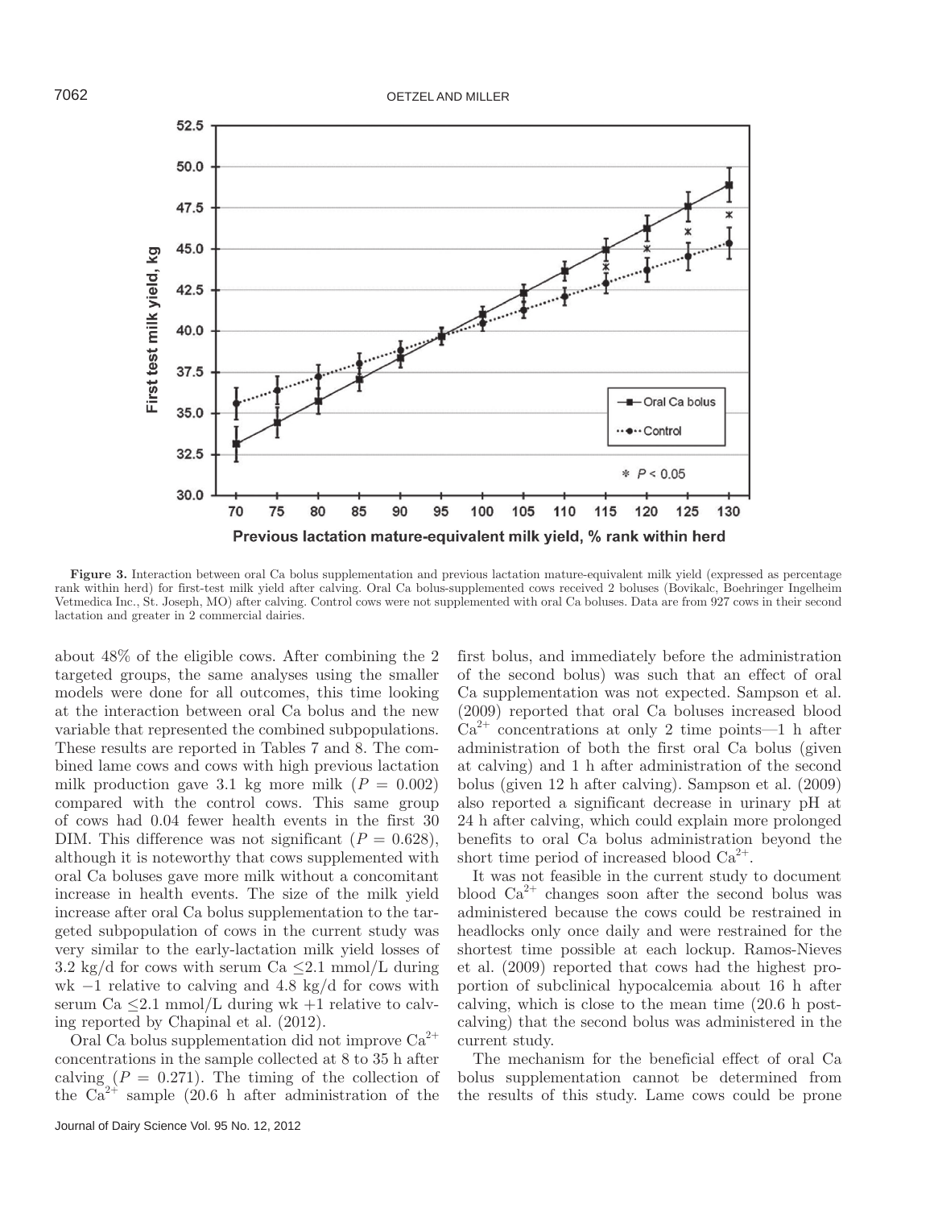**Figure 3.** Interaction between oral Ca bolus supplementation and previous lactation mature-equivalent milk yield (expressed as percentage rank within herd) for first-test milk yield after calving. Oral Ca bolus-supplemented cows received 2 boluses (Bovikalc, Boehringer Ingelheim Vetmedica Inc., St. Joseph, MO) after calving. Control cows were not supplemented with oral Ca boluses. Data are from 927 cows in their second lactation and greater in 2 commercial dairies.

about 48% of the eligible cows. After combining the 2 targeted groups, the same analyses using the smaller models were done for all outcomes, this time looking at the interaction between oral Ca bolus and the new variable that represented the combined subpopulations. These results are reported in Tables 7 and 8. The combined lame cows and cows with high previous lactation milk production gave 3.1 kg more milk ($P = 0.002$) compared with the control cows. This same group of cows had 0.04 fewer health events in the first 30 DIM. This difference was not significant ($P = 0.628$), although it is noteworthy that cows supplemented with oral Ca boluses gave more milk without a concomitant increase in health events. The size of the milk yield increase after oral Ca bolus supplementation to the targeted subpopulation of cows in the current study was very similar to the early-lactation milk yield losses of 3.2 kg/d for cows with serum Ca $\leq$2.1 mmol/L during wk −1 relative to calving and 4.8 kg/d for cows with serum Ca $\leq$2.1 mmol/L during wk +1 relative to calving reported by Chapinal et al. (2012).

Oral Ca bolus supplementation did not improve $Ca^{2+}$ concentrations in the sample collected at 8 to 35 h after calving ($P = 0.271$). The timing of the collection of the $Ca^{2+}$ sample (20.6 h after administration of the first bolus, and immediately before the administration of the second bolus) was such that an effect of oral Ca supplementation was not expected. Sampson et al. (2009) reported that oral Ca boluses increased blood $Ca^{2+}$ concentrations at only 2 time points—1 h after administration of both the first oral Ca bolus (given at calving) and 1 h after administration of the second bolus (given 12 h after calving). Sampson et al. (2009) also reported a significant decrease in urinary pH at 24 h after calving, which could explain more prolonged benefits to oral Ca bolus administration beyond the short time period of increased blood $Ca^{2+}$.

It was not feasible in the current study to document blood $Ca^{2+}$ changes soon after the second bolus was administered because the cows could be restrained in headlocks only once daily and were restrained for the shortest time possible at each lockup. Ramos-Nieves et al. (2009) reported that cows had the highest proportion of subclinical hypocalcemia about 16 h after calving, which is close to the mean time (20.6 h postcalving) that the second bolus was administered in the current study.

The mechanism for the beneficial effect of oral Ca bolus supplementation cannot be determined from the results of this study. Lame cows could be prone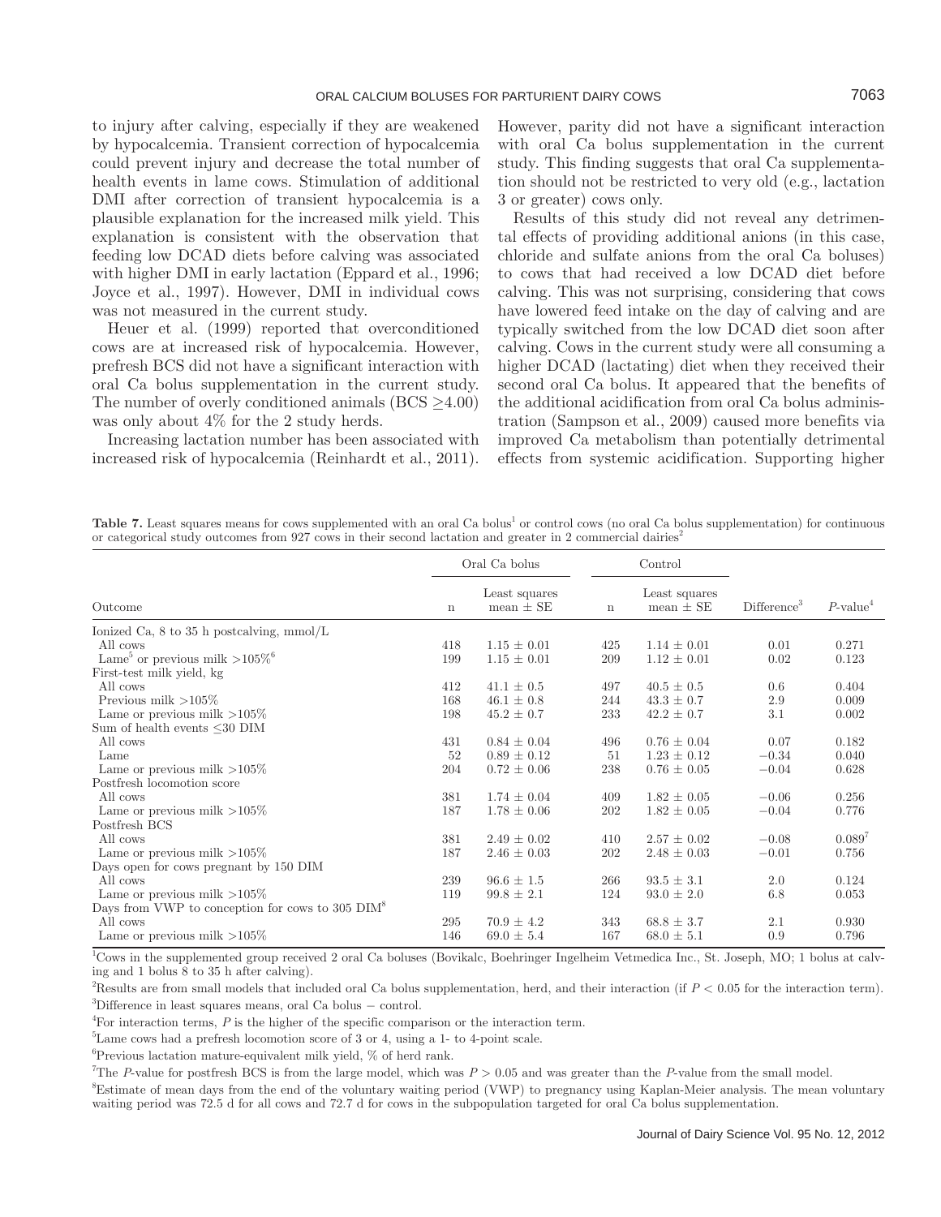to injury after calving, especially if they are weakened by hypocalcemia. Transient correction of hypocalcemia could prevent injury and decrease the total number of health events in lame cows. Stimulation of additional DMI after correction of transient hypocalcemia is a plausible explanation for the increased milk yield. This explanation is consistent with the observation that feeding low DCAD diets before calving was associated with higher DMI in early lactation (Eppard et al., 1996; Joyce et al., 1997). However, DMI in individual cows was not measured in the current study.

Heuer et al. (1999) reported that overconditioned cows are at increased risk of hypocalcemia. However, prefresh BCS did not have a significant interaction with oral Ca bolus supplementation in the current study. The number of overly conditioned animals (BCS $\geq$4.00) was only about 4% for the 2 study herds.

Increasing lactation number has been associated with increased risk of hypocalcemia (Reinhardt et al., 2011). However, parity did not have a significant interaction with oral Ca bolus supplementation in the current study. This finding suggests that oral Ca supplementation should not be restricted to very old (e.g., lactation 3 or greater) cows only.

Results of this study did not reveal any detrimental effects of providing additional anions (in this case, chloride and sulfate anions from the oral Ca boluses) to cows that had received a low DCAD diet before calving. This was not surprising, considering that cows have lowered feed intake on the day of calving and are typically switched from the low DCAD diet soon after calving. Cows in the current study were all consuming a higher DCAD (lactating) diet when they received their second oral Ca bolus. It appeared that the benefits of the additional acidification from oral Ca bolus administration (Sampson et al., 2009) caused more benefits via improved Ca metabolism than potentially detrimental effects from systemic acidification. Supporting higher

**Table 7.** Least squares means for cows supplemented with an oral Ca bolus[1] or control cows (no oral Ca bolus supplementation) for continuous or categorical study outcomes from 927 cows in their second lactation and greater in 2 commercial dairies[2]

| | Oral Ca bolus | | Control | | | |
|---|---|---|---|---|---|---|
| Outcome | n | Least squares mean ± SE | n | Least squares mean ± SE | Difference[3] | *P*-value[4] |
| Ionized Ca, 8 to 35 h postcalving, mmol/L | | | | | | |
| All cows | 418 | 1.15 ± 0.01 | 425 | 1.14 ± 0.01 | 0.01 | 0.271 |
| Lame[5] or previous milk >105%[6] | 199 | 1.15 ± 0.01 | 209 | 1.12 ± 0.01 | 0.02 | 0.123 |
| First-test milk yield, kg | | | | | | |
| All cows | 412 | 41.1 ± 0.5 | 497 | 40.5 ± 0.5 | 0.6 | 0.404 |
| Previous milk >105% | 168 | 46.1 ± 0.8 | 244 | 43.3 ± 0.7 | 2.9 | 0.009 |
| Lame or previous milk >105% | 198 | 45.2 ± 0.7 | 233 | 42.2 ± 0.7 | 3.1 | 0.002 |
| Sum of health events ≤30 DIM | | | | | | |
| All cows | 431 | 0.84 ± 0.04 | 496 | 0.76 ± 0.04 | 0.07 | 0.182 |
| Lame | 52 | 0.89 ± 0.12 | 51 | 1.23 ± 0.12 | −0.34 | 0.040 |
| Lame or previous milk >105% | 204 | 0.72 ± 0.06 | 238 | 0.76 ± 0.05 | −0.04 | 0.628 |
| Postfresh locomotion score | | | | | | |
| All cows | 381 | 1.74 ± 0.04 | 409 | 1.82 ± 0.05 | −0.06 | 0.256 |
| Lame or previous milk >105% | 187 | 1.78 ± 0.06 | 202 | 1.82 ± 0.05 | −0.04 | 0.776 |
| Postfresh BCS | | | | | | |
| All cows | 381 | 2.49 ± 0.02 | 410 | 2.57 ± 0.02 | −0.08 | 0.089[7] |
| Lame or previous milk >105% | 187 | 2.46 ± 0.03 | 202 | 2.48 ± 0.03 | −0.01 | 0.756 |
| Days open for cows pregnant by 150 DIM | | | | | | |
| All cows | 239 | 96.6 ± 1.5 | 266 | 93.5 ± 3.1 | 2.0 | 0.124 |
| Lame or previous milk >105% | 119 | 99.8 ± 2.1 | 124 | 93.0 ± 2.0 | 6.8 | 0.053 |
| Days from VWP to conception for cows to 305 DIM[8] | | | | | | |
| All cows | 295 | 70.9 ± 4.2 | 343 | 68.8 ± 3.7 | 2.1 | 0.930 |
| Lame or previous milk >105% | 146 | 69.0 ± 5.4 | 167 | 68.0 ± 5.1 | 0.9 | 0.796 |

[1]Cows in the supplemented group received 2 oral Ca boluses (Bovikalc, Boehringer Ingelheim Vetmedica Inc., St. Joseph, MO; 1 bolus at calving and 1 bolus 8 to 35 h after calving).

[2]Results are from small models that included oral Ca bolus supplementation, herd, and their interaction (if $P < 0.05$ for the interaction term).

[3]Difference in least squares means, oral Ca bolus − control.

[4]For interaction terms, *P* is the higher of the specific comparison or the interaction term.

[5]Lame cows had a prefresh locomotion score of 3 or 4, using a 1- to 4-point scale.

[6]Previous lactation mature-equivalent milk yield, % of herd rank.

[7]The *P*-value for postfresh BCS is from the large model, which was $P > 0.05$ and was greater than the *P*-value from the small model.

[8]Estimate of mean days from the end of the voluntary waiting period (VWP) to pregnancy using Kaplan-Meier analysis. The mean voluntary waiting period was 72.5 d for all cows and 72.7 d for cows in the subpopulation targeted for oral Ca bolus supplementation.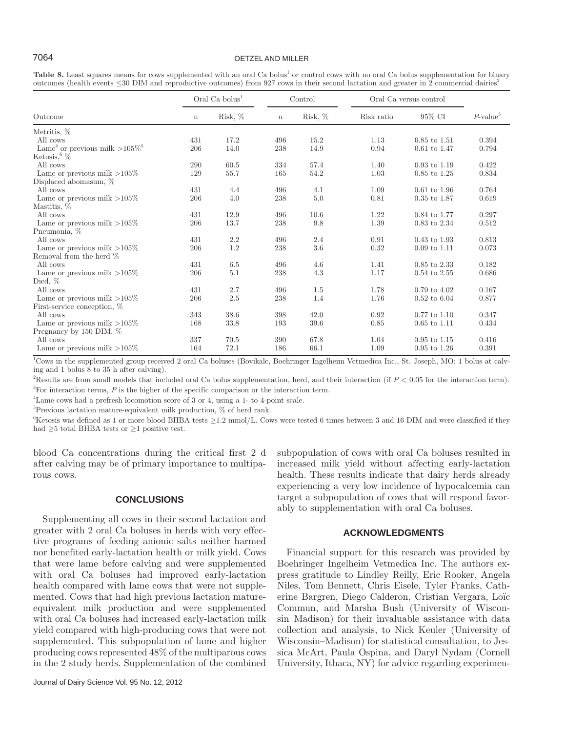**Table 8.** Least squares means for cows supplemented with an oral Ca bolus[1] or control cows with no oral Ca bolus supplementation for binary outcomes (health events ≤30 DIM and reproductive outcomes) from 927 cows in their second lactation and greater in 2 commercial dairies[2]

| Outcome | Oral Ca bolus[1] | | Control | | Oral Ca versus control | | |
|---|---|---|---|---|---|---|---|
| | n | Risk, % | n | Risk, % | Risk ratio | 95% CI | $P$-value[3] |
| Metritis, % | | | | | | | |
| All cows | 431 | 17.2 | 496 | 15.2 | 1.13 | 0.85 to 1.51 | 0.394 |
| Lame[4] or previous milk >105%[5] | 206 | 14.0 | 238 | 14.9 | 0.94 | 0.61 to 1.47 | 0.794 |
| Ketosis,[6] % | | | | | | | |
| All cows | 290 | 60.5 | 334 | 57.4 | 1.40 | 0.93 to 1.19 | 0.422 |
| Lame or previous milk >105% | 129 | 55.7 | 165 | 54.2 | 1.03 | 0.85 to 1.25 | 0.834 |
| Displaced abomasum, % | | | | | | | |
| All cows | 431 | 4.4 | 496 | 4.1 | 1.09 | 0.61 to 1.96 | 0.764 |
| Lame or previous milk >105% | 206 | 4.0 | 238 | 5.0 | 0.81 | 0.35 to 1.87 | 0.619 |
| Mastitis, % | | | | | | | |
| All cows | 431 | 12.9 | 496 | 10.6 | 1.22 | 0.84 to 1.77 | 0.297 |
| Lame or previous milk >105% | 206 | 13.7 | 238 | 9.8 | 1.39 | 0.83 to 2.34 | 0.512 |
| Pneumonia, % | | | | | | | |
| All cows | 431 | 2.2 | 496 | 2.4 | 0.91 | 0.43 to 1.93 | 0.813 |
| Lame or previous milk >105% | 206 | 1.2 | 238 | 3.6 | 0.32 | 0.09 to 1.11 | 0.073 |
| Removal from the herd % | | | | | | | |
| All cows | 431 | 6.5 | 496 | 4.6 | 1.41 | 0.85 to 2.33 | 0.182 |
| Lame or previous milk >105% | 206 | 5.1 | 238 | 4.3 | 1.17 | 0.54 to 2.55 | 0.686 |
| Died, % | | | | | | | |
| All cows | 431 | 2.7 | 496 | 1.5 | 1.78 | 0.79 to 4.02 | 0.167 |
| Lame or previous milk >105% | 206 | 2.5 | 238 | 1.4 | 1.76 | 0.52 to 6.04 | 0.877 |
| First-service conception, % | | | | | | | |
| All cows | 343 | 38.6 | 398 | 42.0 | 0.92 | 0.77 to 1.10 | 0.347 |
| Lame or previous milk >105% | 168 | 33.8 | 193 | 39.6 | 0.85 | 0.65 to 1.11 | 0.434 |
| Pregnancy by 150 DIM, % | | | | | | | |
| All cows | 337 | 70.5 | 390 | 67.8 | 1.04 | 0.95 to 1.15 | 0.416 |
| Lame or previous milk >105% | 164 | 72.1 | 186 | 66.1 | 1.09 | 0.95 to 1.26 | 0.391 |

[1]Cows in the supplemented group received 2 oral Ca boluses (Bovikalc, Boehringer Ingelheim Vetmedica Inc., St. Joseph, MO; 1 bolus at calving and 1 bolus 8 to 35 h after calving).

[2]Results are from small models that included oral Ca bolus supplementation, herd, and their interaction (if $P < 0.05$ for the interaction term).

[3]For interaction terms, $P$ is the higher of the specific comparison or the interaction term.

[4]Lame cows had a prefresh locomotion score of 3 or 4, using a 1- to 4-point scale.

[5]Previous lactation mature-equivalent milk production, % of herd rank.

[6]Ketosis was defined as 1 or more blood BHBA tests ≥1.2 mmol/L. Cows were tested 6 times between 3 and 16 DIM and were classified if they had ≥5 total BHBA tests or ≥1 positive test.

blood Ca concentrations during the critical first 2 d after calving may be of primary importance to multiparous cows.

## CONCLUSIONS

Supplementing all cows in their second lactation and greater with 2 oral Ca boluses in herds with very effective programs of feeding anionic salts neither harmed nor benefited early-lactation health or milk yield. Cows that were lame before calving and were supplemented with oral Ca boluses had improved early-lactation health compared with lame cows that were not supplemented. Cows that had high previous lactation mature-equivalent milk production and were supplemented with oral Ca boluses had increased early-lactation milk yield compared with high-producing cows that were not supplemented. This subpopulation of lame and higher producing cows represented 48% of the multiparous cows in the 2 study herds. Supplementation of the combined subpopulation of cows with oral Ca boluses resulted in increased milk yield without affecting early-lactation health. These results indicate that dairy herds already experiencing a very low incidence of hypocalcemia can target a subpopulation of cows that will respond favorably to supplementation with oral Ca boluses.

## ACKNOWLEDGMENTS

Financial support for this research was provided by Boehringer Ingelheim Vetmedica Inc. The authors express gratitude to Lindley Reilly, Eric Rooker, Angela Niles, Tom Bennett, Chris Eisele, Tyler Franks, Catherine Bargren, Diego Calderon, Cristian Vergara, Loïc Commun, and Marsha Bush (University of Wisconsin–Madison) for their invaluable assistance with data collection and analysis, to Nick Keuler (University of Wisconsin–Madison) for statistical consultation, to Jessica McArt, Paula Ospina, and Daryl Nydam (Cornell University, Ithaca, NY) for advice regarding experimen-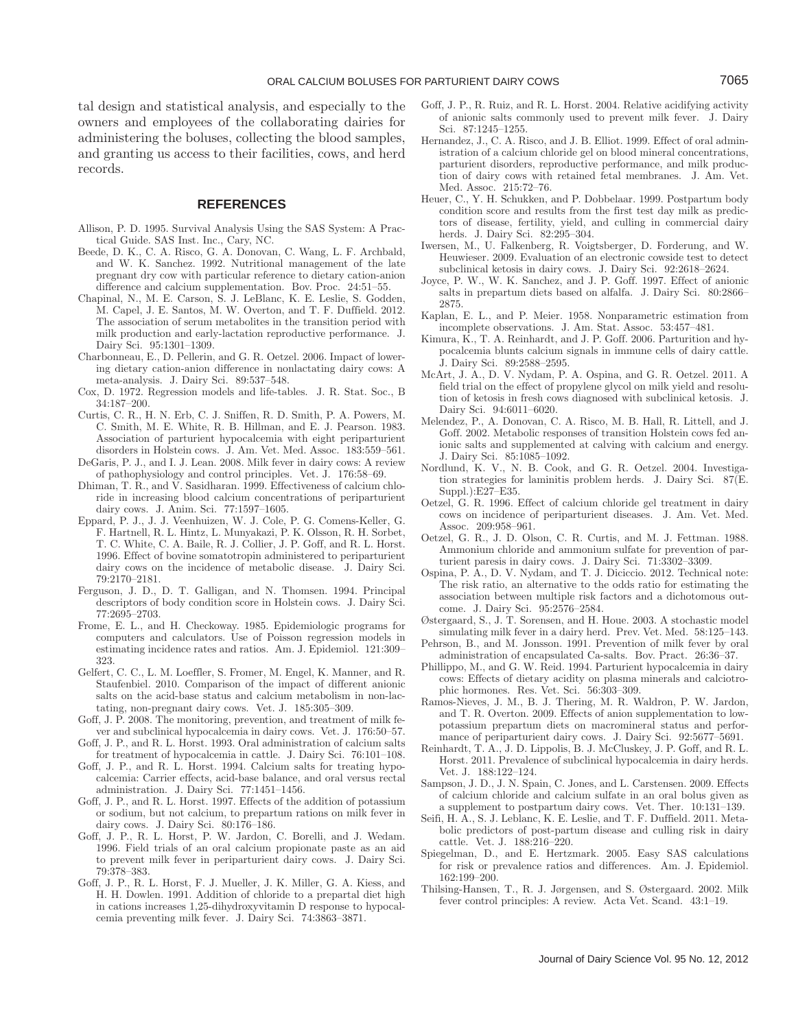tal design and statistical analysis, and especially to the owners and employees of the collaborating dairies for administering the boluses, collecting the blood samples, and granting us access to their facilities, cows, and herd records.

## REFERENCES

Allison, P. D. 1995. Survival Analysis Using the SAS System: A Practical Guide. SAS Inst. Inc., Cary, NC.

Beede, D. K., C. A. Risco, G. A. Donovan, C. Wang, L. F. Archbald, and W. K. Sanchez. 1992. Nutritional management of the late pregnant dry cow with particular reference to dietary cation-anion difference and calcium supplementation. Bov. Proc. 24:51–55.

Chapinal, N., M. E. Carson, S. J. LeBlanc, K. E. Leslie, S. Godden, M. Capel, J. E. Santos, M. W. Overton, and T. F. Duffield. 2012. The association of serum metabolites in the transition period with milk production and early-lactation reproductive performance. J. Dairy Sci. 95:1301–1309.

Charbonneau, E., D. Pellerin, and G. R. Oetzel. 2006. Impact of lowering dietary cation-anion difference in nonlactating dairy cows: A meta-analysis. J. Dairy Sci. 89:537–548.

Cox, D. 1972. Regression models and life-tables. J. R. Stat. Soc., B 34:187–200.

Curtis, C. R., H. N. Erb, C. J. Sniffen, R. D. Smith, P. A. Powers, M. C. Smith, M. E. White, R. B. Hillman, and E. J. Pearson. 1983. Association of parturient hypocalcemia with eight periparturient disorders in Holstein cows. J. Am. Vet. Med. Assoc. 183:559–561.

DeGaris, P. J., and I. J. Lean. 2008. Milk fever in dairy cows: A review of pathophysiology and control principles. Vet. J. 176:58–69.

Dhiman, T. R., and V. Sasidharan. 1999. Effectiveness of calcium chloride in increasing blood calcium concentrations of periparturient dairy cows. J. Anim. Sci. 77:1597–1605.

Eppard, P. J., J. J. Veenhuizen, W. J. Cole, P. G. Comens-Keller, G. F. Hartnell, R. L. Hintz, L. Munyakazi, P. K. Olsson, R. H. Sorbet, T. C. White, C. A. Baile, R. J. Collier, J. P. Goff, and R. L. Horst. 1996. Effect of bovine somatotropin administered to periparturient dairy cows on the incidence of metabolic disease. J. Dairy Sci. 79:2170–2181.

Ferguson, J. D., D. T. Galligan, and N. Thomsen. 1994. Principal descriptors of body condition score in Holstein cows. J. Dairy Sci. 77:2695–2703.

Frome, E. L., and H. Checkoway. 1985. Epidemiologic programs for computers and calculators. Use of Poisson regression models in estimating incidence rates and ratios. Am. J. Epidemiol. 121:309–323.

Gelfert, C. C., L. M. Loeffler, S. Fromer, M. Engel, K. Manner, and R. Staufenbiel. 2010. Comparison of the impact of different anionic salts on the acid-base status and calcium metabolism in non-lactating, non-pregnant dairy cows. Vet. J. 185:305–309.

Goff, J. P. 2008. The monitoring, prevention, and treatment of milk fever and subclinical hypocalcemia in dairy cows. Vet. J. 176:50–57.

Goff, J. P., and R. L. Horst. 1993. Oral administration of calcium salts for treatment of hypocalcemia in cattle. J. Dairy Sci. 76:101–108.

Goff, J. P., and R. L. Horst. 1994. Calcium salts for treating hypocalcemia: Carrier effects, acid-base balance, and oral versus rectal administration. J. Dairy Sci. 77:1451–1456.

Goff, J. P., and R. L. Horst. 1997. Effects of the addition of potassium or sodium, but not calcium, to prepartum rations on milk fever in dairy cows. J. Dairy Sci. 80:176–186.

Goff, J. P., R. L. Horst, P. W. Jardon, C. Borelli, and J. Wedam. 1996. Field trials of an oral calcium propionate paste as an aid to prevent milk fever in periparturient dairy cows. J. Dairy Sci. 79:378–383.

Goff, J. P., R. L. Horst, F. J. Mueller, J. K. Miller, G. A. Kiess, and H. H. Dowlen. 1991. Addition of chloride to a prepartal diet high in cations increases 1,25-dihydroxyvitamin D response to hypocalcemia preventing milk fever. J. Dairy Sci. 74:3863–3871.

Goff, J. P., R. Ruiz, and R. L. Horst. 2004. Relative acidifying activity of anionic salts commonly used to prevent milk fever. J. Dairy Sci. 87:1245–1255.

Hernandez, J., C. A. Risco, and J. B. Elliot. 1999. Effect of oral administration of a calcium chloride gel on blood mineral concentrations, parturient disorders, reproductive performance, and milk production of dairy cows with retained fetal membranes. J. Am. Vet. Med. Assoc. 215:72–76.

Heuer, C., Y. H. Schukken, and P. Dobbelaar. 1999. Postpartum body condition score and results from the first test day milk as predictors of disease, fertility, yield, and culling in commercial dairy herds. J. Dairy Sci. 82:295–304.

Iwersen, M., U. Falkenberg, R. Voigtsberger, D. Forderung, and W. Heuwieser. 2009. Evaluation of an electronic cowside test to detect subclinical ketosis in dairy cows. J. Dairy Sci. 92:2618–2624.

Joyce, P. W., W. K. Sanchez, and J. P. Goff. 1997. Effect of anionic salts in prepartum diets based on alfalfa. J. Dairy Sci. 80:2866–2875.

Kaplan, E. L., and P. Meier. 1958. Nonparametric estimation from incomplete observations. J. Am. Stat. Assoc. 53:457–481.

Kimura, K., T. A. Reinhardt, and J. P. Goff. 2006. Parturition and hypocalcemia blunts calcium signals in immune cells of dairy cattle. J. Dairy Sci. 89:2588–2595.

McArt, J. A., D. V. Nydam, P. A. Ospina, and G. R. Oetzel. 2011. A field trial on the effect of propylene glycol on milk yield and resolution of ketosis in fresh cows diagnosed with subclinical ketosis. J. Dairy Sci. 94:6011–6020.

Melendez, P., A. Donovan, C. A. Risco, M. B. Hall, R. Littell, and J. Goff. 2002. Metabolic responses of transition Holstein cows fed anionic salts and supplemented at calving with calcium and energy. J. Dairy Sci. 85:1085–1092.

Nordlund, K. V., N. B. Cook, and G. R. Oetzel. 2004. Investigation strategies for laminitis problem herds. J. Dairy Sci. 87(E. Suppl.):E27–E35.

Oetzel, G. R. 1996. Effect of calcium chloride gel treatment in dairy cows on incidence of periparturient diseases. J. Am. Vet. Med. Assoc. 209:958–961.

Oetzel, G. R., J. D. Olson, C. R. Curtis, and M. J. Fettman. 1988. Ammonium chloride and ammonium sulfate for prevention of parturient paresis in dairy cows. J. Dairy Sci. 71:3302–3309.

Ospina, P. A., D. V. Nydam, and T. J. Diciccio. 2012. Technical note: The risk ratio, an alternative to the odds ratio for estimating the association between multiple risk factors and a dichotomous outcome. J. Dairy Sci. 95:2576–2584.

Østergaard, S., J. T. Sorensen, and H. Houe. 2003. A stochastic model simulating milk fever in a dairy herd. Prev. Vet. Med. 58:125–143.

Pehrson, B., and M. Jonsson. 1991. Prevention of milk fever by oral administration of encapsulated Ca-salts. Bov. Pract. 26:36–37.

Phillippo, M., and G. W. Reid. 1994. Parturient hypocalcemia in dairy cows: Effects of dietary acidity on plasma minerals and calciotrophic hormones. Res. Vet. Sci. 56:303–309.

Ramos-Nieves, J. M., B. J. Thering, M. R. Waldron, P. W. Jardon, and T. R. Overton. 2009. Effects of anion supplementation to low-potassium prepartum diets on macromineral status and performance of periparturient dairy cows. J. Dairy Sci. 92:5677–5691.

Reinhardt, T. A., J. D. Lippolis, B. J. McCluskey, J. P. Goff, and R. L. Horst. 2011. Prevalence of subclinical hypocalcemia in dairy herds. Vet. J. 188:122–124.

Sampson, J. D., J. N. Spain, C. Jones, and L. Carstensen. 2009. Effects of calcium chloride and calcium sulfate in an oral bolus given as a supplement to postpartum dairy cows. Vet. Ther. 10:131–139.

Seifi, H. A., S. J. Leblanc, K. E. Leslie, and T. F. Duffield. 2011. Metabolic predictors of post-partum disease and culling risk in dairy cattle. Vet. J. 188:216–220.

Spiegelman, D., and E. Hertzmark. 2005. Easy SAS calculations for risk or prevalence ratios and differences. Am. J. Epidemiol. 162:199–200.

Thilsing-Hansen, T., R. J. Jørgensen, and S. Østergaard. 2002. Milk fever control principles: A review. Acta Vet. Scand. 43:1–19.